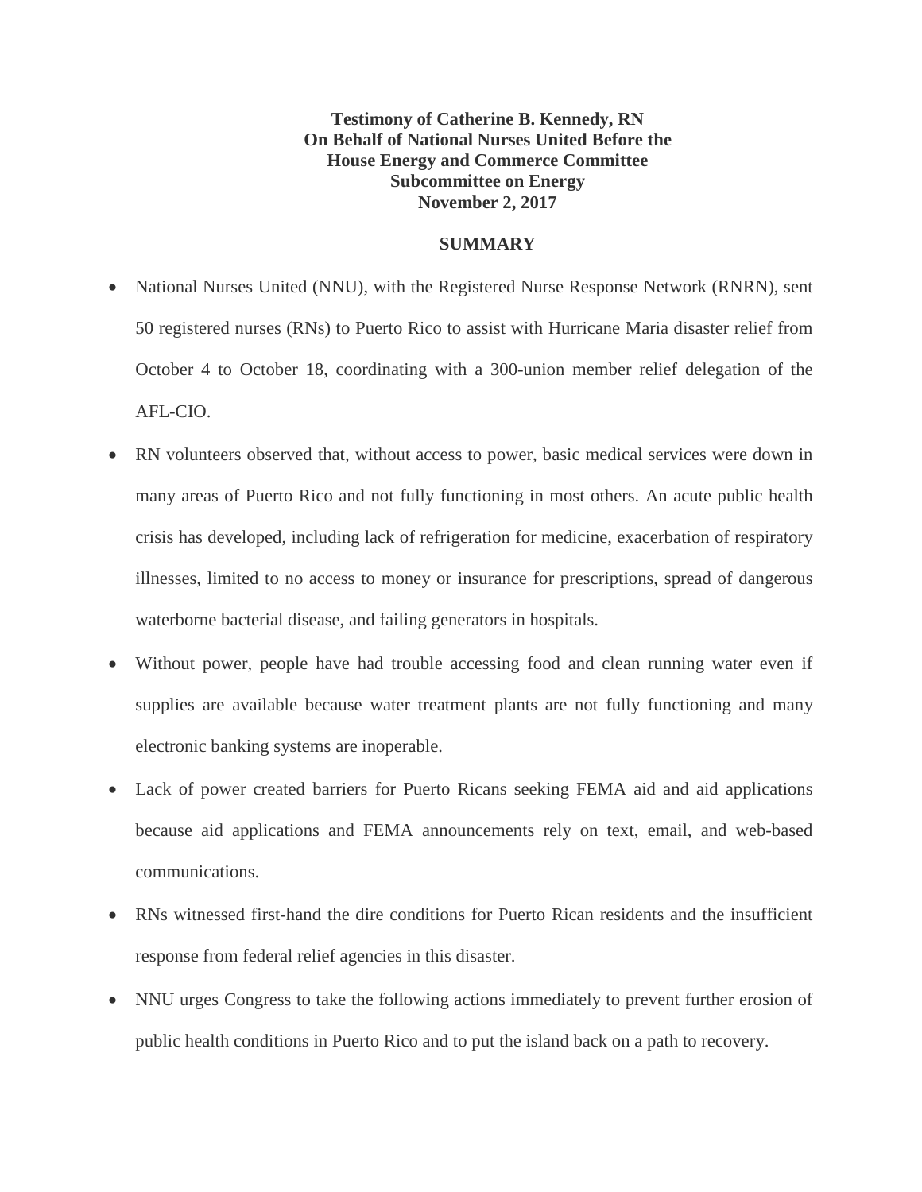**Testimony of Catherine B. Kennedy, RN**
**On Behalf of National Nurses United Before the**
**House Energy and Commerce Committee**
**Subcommittee on Energy**
**November 2, 2017**

## SUMMARY

- National Nurses United (NNU), with the Registered Nurse Response Network (RNRN), sent 50 registered nurses (RNs) to Puerto Rico to assist with Hurricane Maria disaster relief from October 4 to October 18, coordinating with a 300-union member relief delegation of the AFL-CIO.
- RN volunteers observed that, without access to power, basic medical services were down in many areas of Puerto Rico and not fully functioning in most others. An acute public health crisis has developed, including lack of refrigeration for medicine, exacerbation of respiratory illnesses, limited to no access to money or insurance for prescriptions, spread of dangerous waterborne bacterial disease, and failing generators in hospitals.
- Without power, people have had trouble accessing food and clean running water even if supplies are available because water treatment plants are not fully functioning and many electronic banking systems are inoperable.
- Lack of power created barriers for Puerto Ricans seeking FEMA aid and aid applications because aid applications and FEMA announcements rely on text, email, and web-based communications.
- RNs witnessed first-hand the dire conditions for Puerto Rican residents and the insufficient response from federal relief agencies in this disaster.
- NNU urges Congress to take the following actions immediately to prevent further erosion of public health conditions in Puerto Rico and to put the island back on a path to recovery.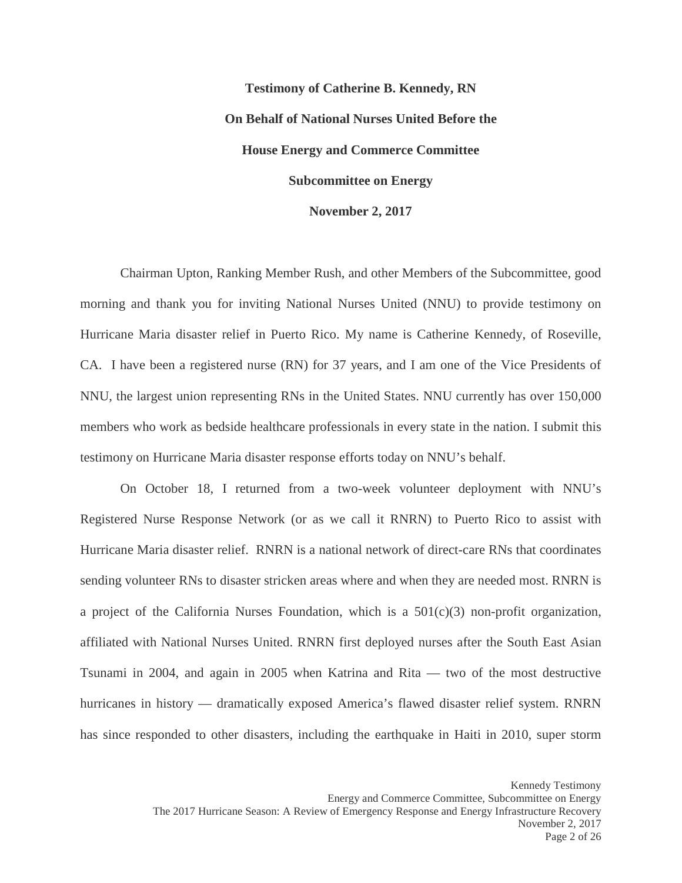**Testimony of Catherine B. Kennedy, RN**

**On Behalf of National Nurses United Before the**

**House Energy and Commerce Committee**

**Subcommittee on Energy**

**November 2, 2017**

Chairman Upton, Ranking Member Rush, and other Members of the Subcommittee, good morning and thank you for inviting National Nurses United (NNU) to provide testimony on Hurricane Maria disaster relief in Puerto Rico. My name is Catherine Kennedy, of Roseville, CA. I have been a registered nurse (RN) for 37 years, and I am one of the Vice Presidents of NNU, the largest union representing RNs in the United States. NNU currently has over 150,000 members who work as bedside healthcare professionals in every state in the nation. I submit this testimony on Hurricane Maria disaster response efforts today on NNU's behalf.

On October 18, I returned from a two-week volunteer deployment with NNU's Registered Nurse Response Network (or as we call it RNRN) to Puerto Rico to assist with Hurricane Maria disaster relief. RNRN is a national network of direct-care RNs that coordinates sending volunteer RNs to disaster stricken areas where and when they are needed most. RNRN is a project of the California Nurses Foundation, which is a 501(c)(3) non-profit organization, affiliated with National Nurses United. RNRN first deployed nurses after the South East Asian Tsunami in 2004, and again in 2005 when Katrina and Rita — two of the most destructive hurricanes in history — dramatically exposed America's flawed disaster relief system. RNRN has since responded to other disasters, including the earthquake in Haiti in 2010, super storm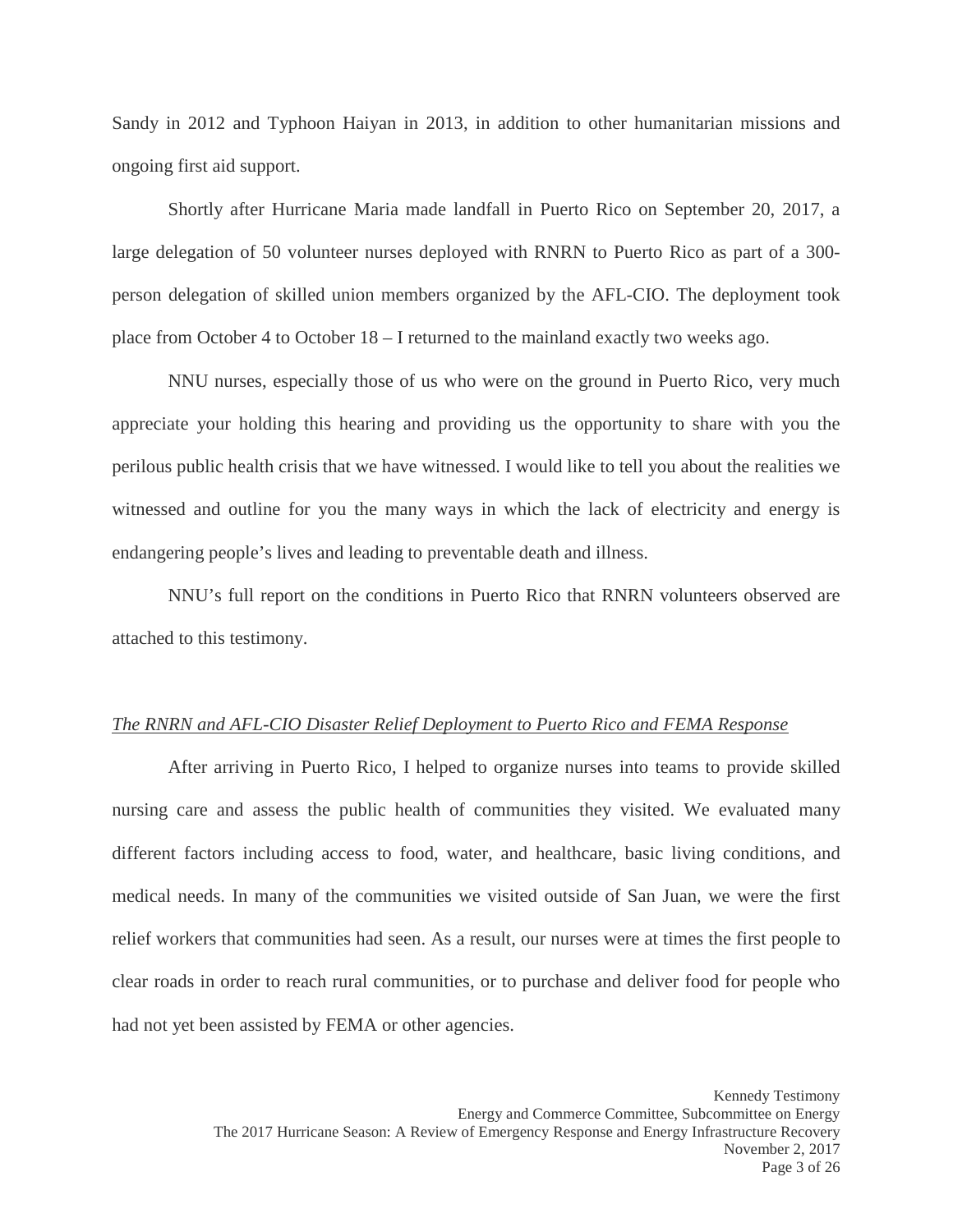Sandy in 2012 and Typhoon Haiyan in 2013, in addition to other humanitarian missions and ongoing first aid support.

Shortly after Hurricane Maria made landfall in Puerto Rico on September 20, 2017, a large delegation of 50 volunteer nurses deployed with RNRN to Puerto Rico as part of a 300-person delegation of skilled union members organized by the AFL-CIO. The deployment took place from October 4 to October 18 – I returned to the mainland exactly two weeks ago.

NNU nurses, especially those of us who were on the ground in Puerto Rico, very much appreciate your holding this hearing and providing us the opportunity to share with you the perilous public health crisis that we have witnessed. I would like to tell you about the realities we witnessed and outline for you the many ways in which the lack of electricity and energy is endangering people's lives and leading to preventable death and illness.

NNU's full report on the conditions in Puerto Rico that RNRN volunteers observed are attached to this testimony.

*The RNRN and AFL-CIO Disaster Relief Deployment to Puerto Rico and FEMA Response*

After arriving in Puerto Rico, I helped to organize nurses into teams to provide skilled nursing care and assess the public health of communities they visited. We evaluated many different factors including access to food, water, and healthcare, basic living conditions, and medical needs. In many of the communities we visited outside of San Juan, we were the first relief workers that communities had seen. As a result, our nurses were at times the first people to clear roads in order to reach rural communities, or to purchase and deliver food for people who had not yet been assisted by FEMA or other agencies.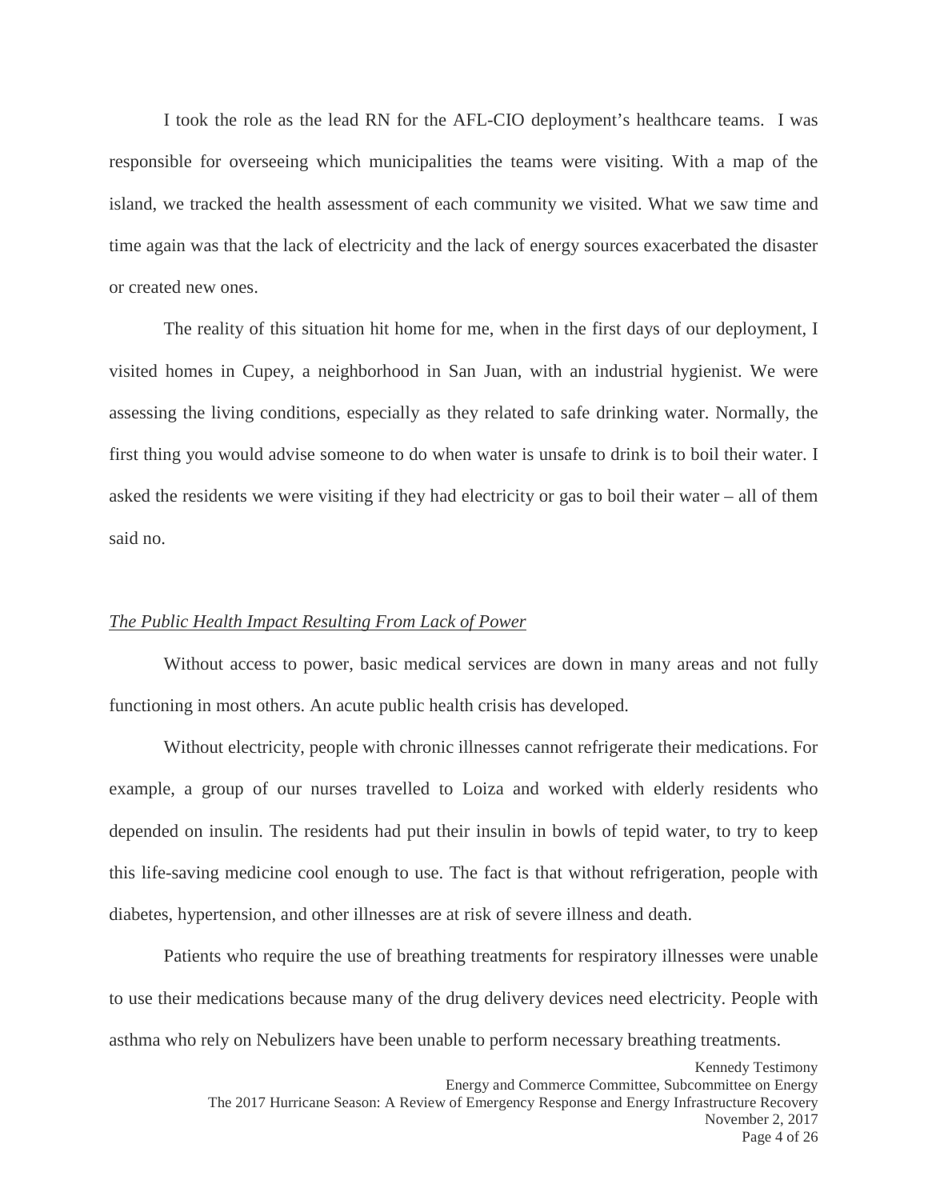I took the role as the lead RN for the AFL-CIO deployment's healthcare teams. I was responsible for overseeing which municipalities the teams were visiting. With a map of the island, we tracked the health assessment of each community we visited. What we saw time and time again was that the lack of electricity and the lack of energy sources exacerbated the disaster or created new ones.

The reality of this situation hit home for me, when in the first days of our deployment, I visited homes in Cupey, a neighborhood in San Juan, with an industrial hygienist. We were assessing the living conditions, especially as they related to safe drinking water. Normally, the first thing you would advise someone to do when water is unsafe to drink is to boil their water. I asked the residents we were visiting if they had electricity or gas to boil their water – all of them said no.

*The Public Health Impact Resulting From Lack of Power*

Without access to power, basic medical services are down in many areas and not fully functioning in most others. An acute public health crisis has developed.

Without electricity, people with chronic illnesses cannot refrigerate their medications. For example, a group of our nurses travelled to Loiza and worked with elderly residents who depended on insulin. The residents had put their insulin in bowls of tepid water, to try to keep this life-saving medicine cool enough to use. The fact is that without refrigeration, people with diabetes, hypertension, and other illnesses are at risk of severe illness and death.

Patients who require the use of breathing treatments for respiratory illnesses were unable to use their medications because many of the drug delivery devices need electricity. People with asthma who rely on Nebulizers have been unable to perform necessary breathing treatments.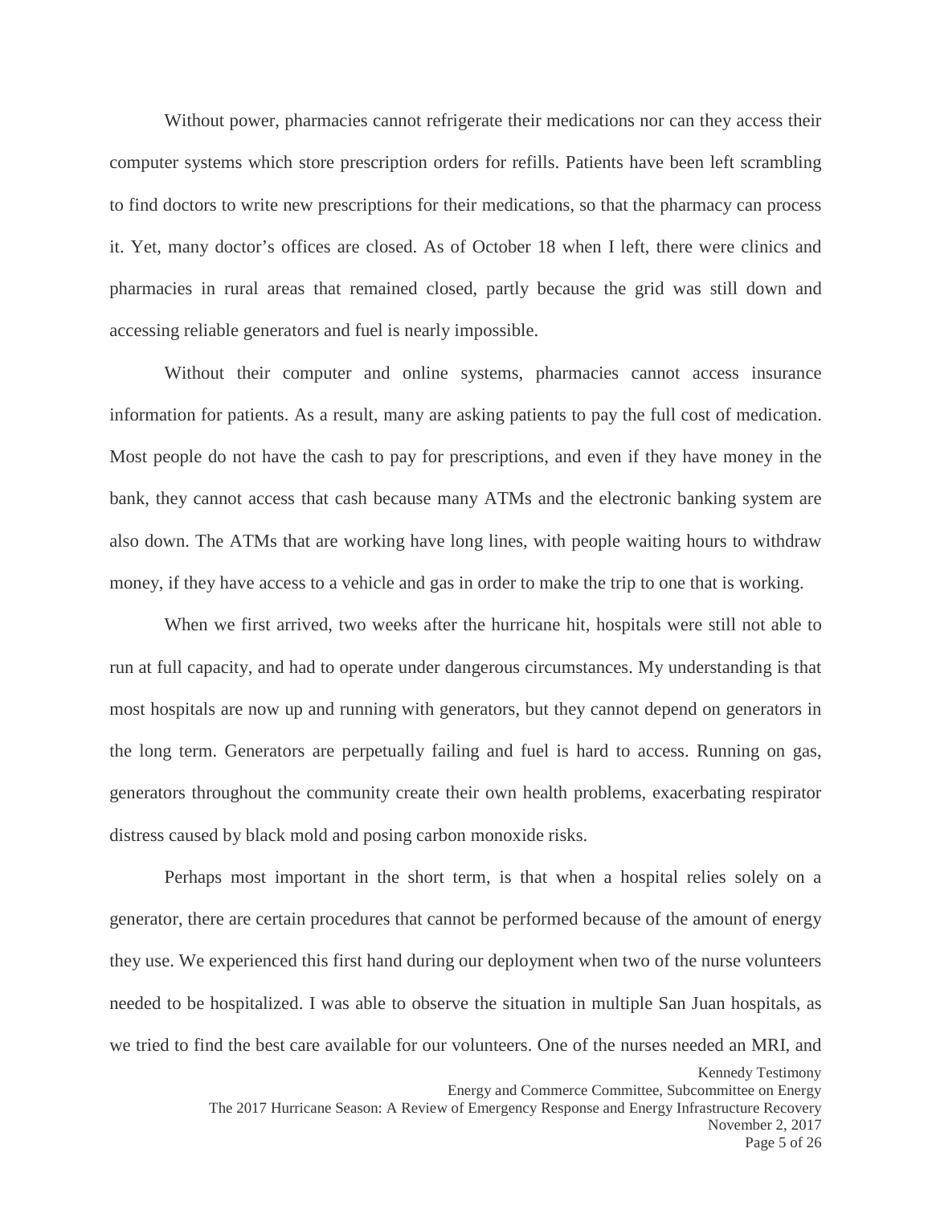Without power, pharmacies cannot refrigerate their medications nor can they access their computer systems which store prescription orders for refills. Patients have been left scrambling to find doctors to write new prescriptions for their medications, so that the pharmacy can process it. Yet, many doctor's offices are closed. As of October 18 when I left, there were clinics and pharmacies in rural areas that remained closed, partly because the grid was still down and accessing reliable generators and fuel is nearly impossible.

Without their computer and online systems, pharmacies cannot access insurance information for patients. As a result, many are asking patients to pay the full cost of medication. Most people do not have the cash to pay for prescriptions, and even if they have money in the bank, they cannot access that cash because many ATMs and the electronic banking system are also down. The ATMs that are working have long lines, with people waiting hours to withdraw money, if they have access to a vehicle and gas in order to make the trip to one that is working.

When we first arrived, two weeks after the hurricane hit, hospitals were still not able to run at full capacity, and had to operate under dangerous circumstances. My understanding is that most hospitals are now up and running with generators, but they cannot depend on generators in the long term. Generators are perpetually failing and fuel is hard to access. Running on gas, generators throughout the community create their own health problems, exacerbating respirator distress caused by black mold and posing carbon monoxide risks.

Perhaps most important in the short term, is that when a hospital relies solely on a generator, there are certain procedures that cannot be performed because of the amount of energy they use. We experienced this first hand during our deployment when two of the nurse volunteers needed to be hospitalized. I was able to observe the situation in multiple San Juan hospitals, as we tried to find the best care available for our volunteers. One of the nurses needed an MRI, and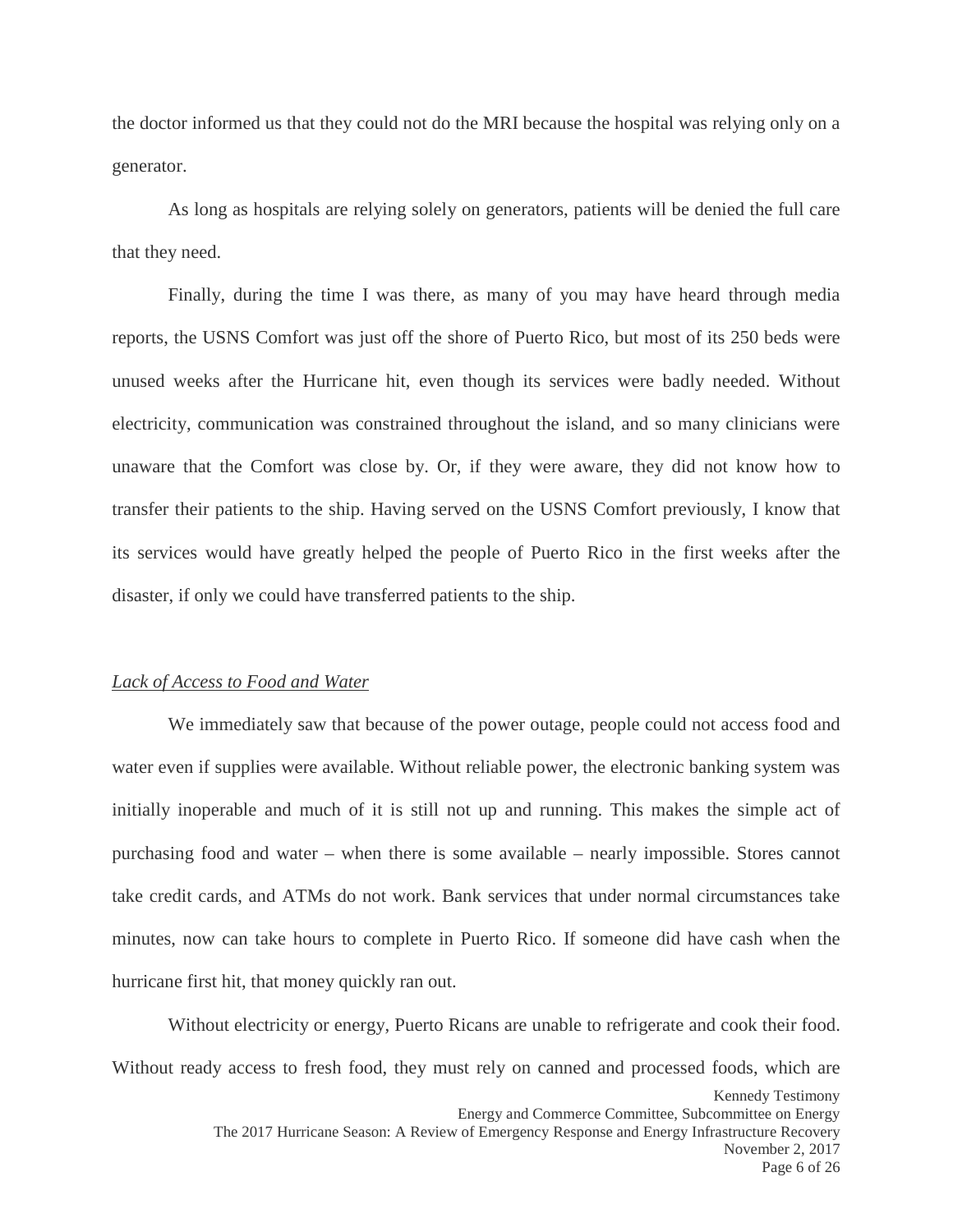the doctor informed us that they could not do the MRI because the hospital was relying only on a generator.

As long as hospitals are relying solely on generators, patients will be denied the full care that they need.

Finally, during the time I was there, as many of you may have heard through media reports, the USNS Comfort was just off the shore of Puerto Rico, but most of its 250 beds were unused weeks after the Hurricane hit, even though its services were badly needed. Without electricity, communication was constrained throughout the island, and so many clinicians were unaware that the Comfort was close by. Or, if they were aware, they did not know how to transfer their patients to the ship. Having served on the USNS Comfort previously, I know that its services would have greatly helped the people of Puerto Rico in the first weeks after the disaster, if only we could have transferred patients to the ship.

*Lack of Access to Food and Water*

We immediately saw that because of the power outage, people could not access food and water even if supplies were available. Without reliable power, the electronic banking system was initially inoperable and much of it is still not up and running. This makes the simple act of purchasing food and water – when there is some available – nearly impossible. Stores cannot take credit cards, and ATMs do not work. Bank services that under normal circumstances take minutes, now can take hours to complete in Puerto Rico. If someone did have cash when the hurricane first hit, that money quickly ran out.

Without electricity or energy, Puerto Ricans are unable to refrigerate and cook their food. Without ready access to fresh food, they must rely on canned and processed foods, which are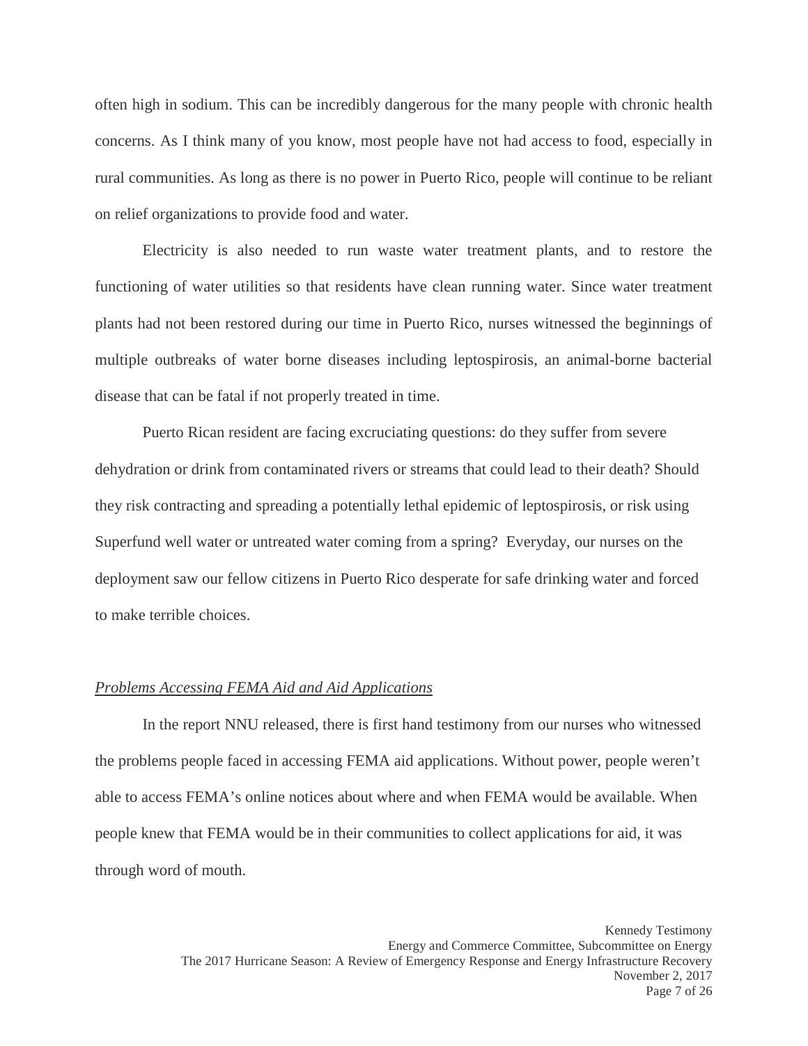often high in sodium. This can be incredibly dangerous for the many people with chronic health concerns. As I think many of you know, most people have not had access to food, especially in rural communities. As long as there is no power in Puerto Rico, people will continue to be reliant on relief organizations to provide food and water.

Electricity is also needed to run waste water treatment plants, and to restore the functioning of water utilities so that residents have clean running water. Since water treatment plants had not been restored during our time in Puerto Rico, nurses witnessed the beginnings of multiple outbreaks of water borne diseases including leptospirosis, an animal-borne bacterial disease that can be fatal if not properly treated in time.

Puerto Rican resident are facing excruciating questions: do they suffer from severe dehydration or drink from contaminated rivers or streams that could lead to their death? Should they risk contracting and spreading a potentially lethal epidemic of leptospirosis, or risk using Superfund well water or untreated water coming from a spring? Everyday, our nurses on the deployment saw our fellow citizens in Puerto Rico desperate for safe drinking water and forced to make terrible choices.

*Problems Accessing FEMA Aid and Aid Applications*

In the report NNU released, there is first hand testimony from our nurses who witnessed the problems people faced in accessing FEMA aid applications. Without power, people weren't able to access FEMA's online notices about where and when FEMA would be available. When people knew that FEMA would be in their communities to collect applications for aid, it was through word of mouth.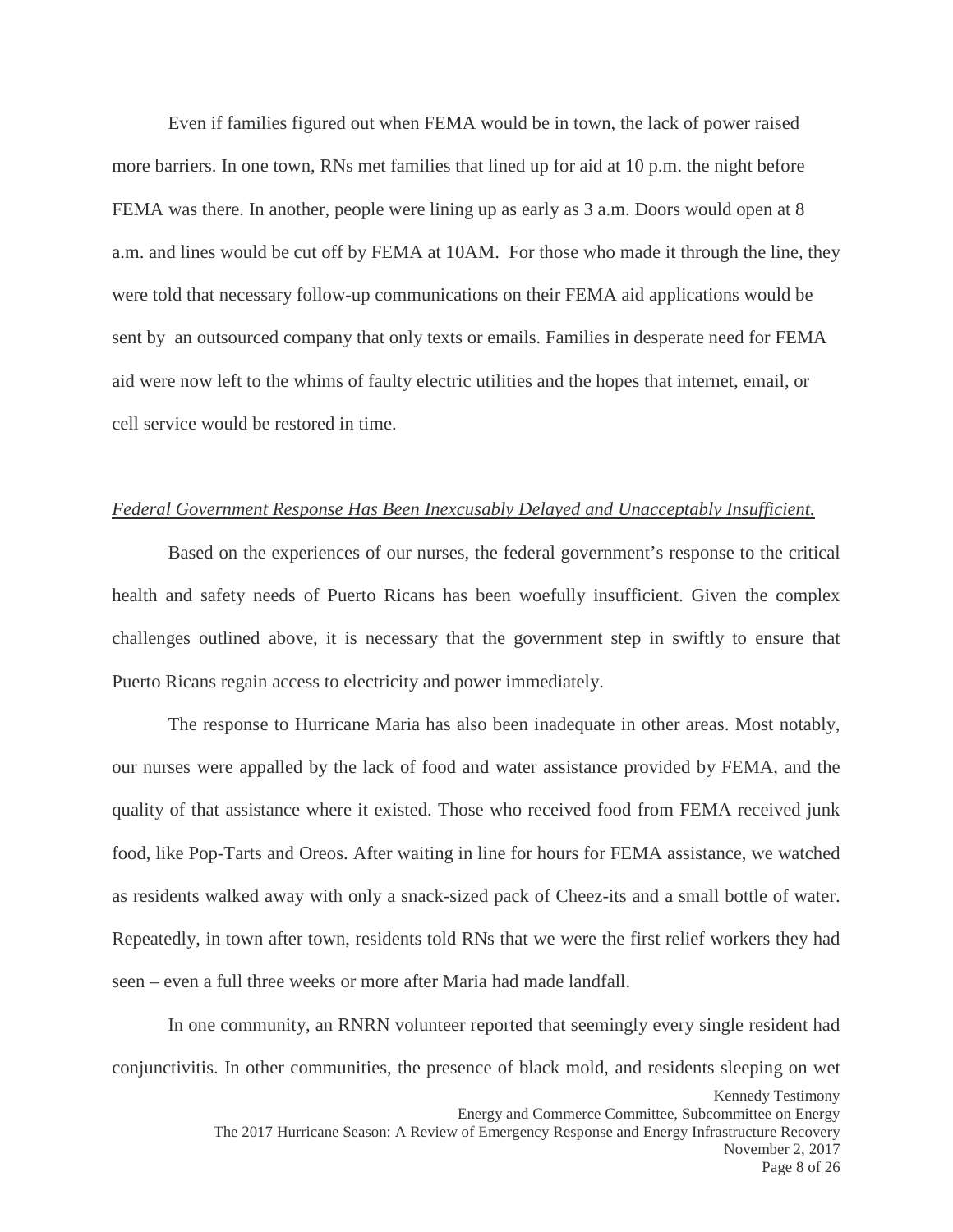Even if families figured out when FEMA would be in town, the lack of power raised more barriers. In one town, RNs met families that lined up for aid at 10 p.m. the night before FEMA was there. In another, people were lining up as early as 3 a.m. Doors would open at 8 a.m. and lines would be cut off by FEMA at 10AM. For those who made it through the line, they were told that necessary follow-up communications on their FEMA aid applications would be sent by an outsourced company that only texts or emails. Families in desperate need for FEMA aid were now left to the whims of faulty electric utilities and the hopes that internet, email, or cell service would be restored in time.

*Federal Government Response Has Been Inexcusably Delayed and Unacceptably Insufficient.*

Based on the experiences of our nurses, the federal government's response to the critical health and safety needs of Puerto Ricans has been woefully insufficient. Given the complex challenges outlined above, it is necessary that the government step in swiftly to ensure that Puerto Ricans regain access to electricity and power immediately.

The response to Hurricane Maria has also been inadequate in other areas. Most notably, our nurses were appalled by the lack of food and water assistance provided by FEMA, and the quality of that assistance where it existed. Those who received food from FEMA received junk food, like Pop-Tarts and Oreos. After waiting in line for hours for FEMA assistance, we watched as residents walked away with only a snack-sized pack of Cheez-its and a small bottle of water. Repeatedly, in town after town, residents told RNs that we were the first relief workers they had seen – even a full three weeks or more after Maria had made landfall.

In one community, an RNRN volunteer reported that seemingly every single resident had conjunctivitis. In other communities, the presence of black mold, and residents sleeping on wet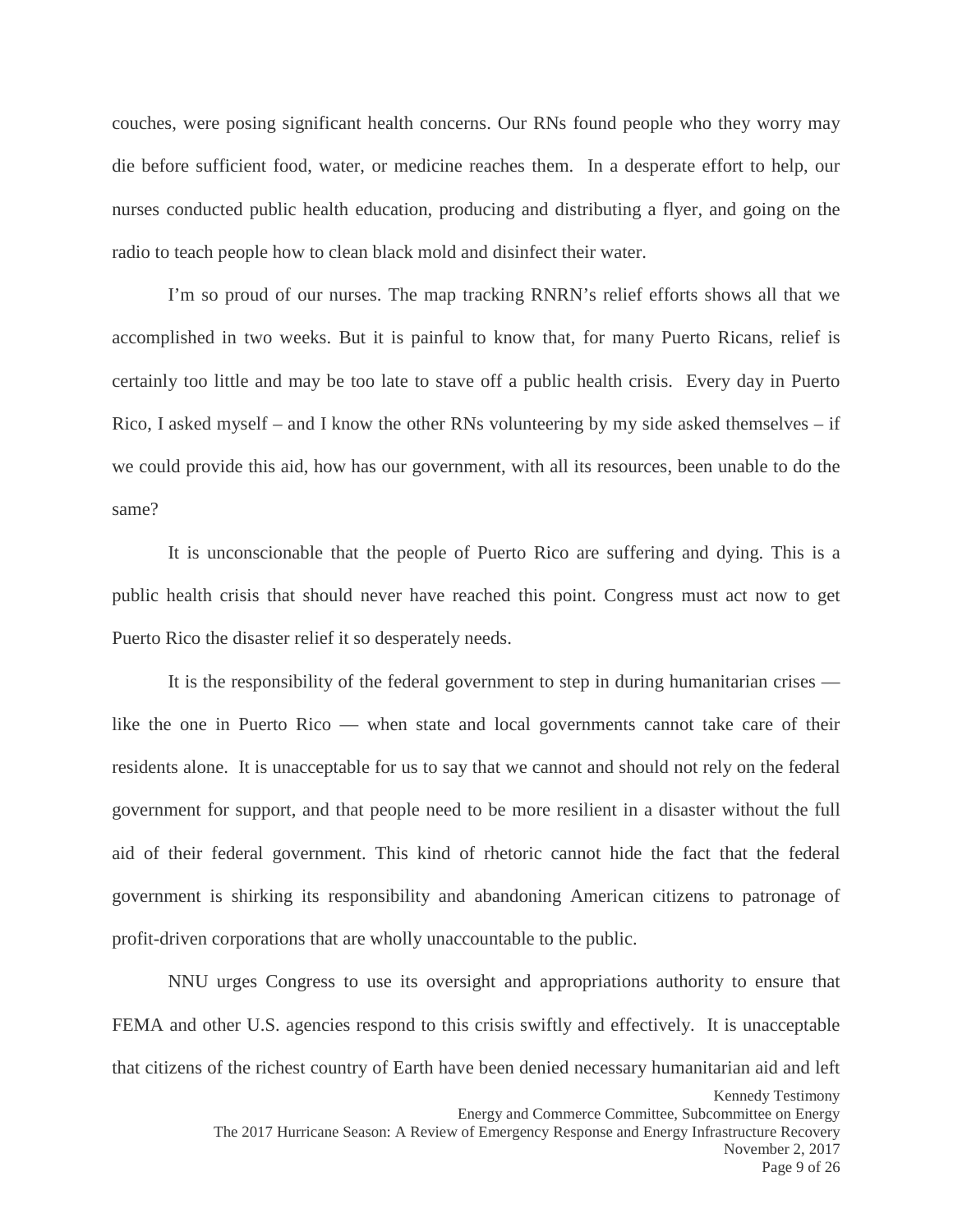couches, were posing significant health concerns. Our RNs found people who they worry may die before sufficient food, water, or medicine reaches them. In a desperate effort to help, our nurses conducted public health education, producing and distributing a flyer, and going on the radio to teach people how to clean black mold and disinfect their water.

I'm so proud of our nurses. The map tracking RNRN's relief efforts shows all that we accomplished in two weeks. But it is painful to know that, for many Puerto Ricans, relief is certainly too little and may be too late to stave off a public health crisis. Every day in Puerto Rico, I asked myself – and I know the other RNs volunteering by my side asked themselves – if we could provide this aid, how has our government, with all its resources, been unable to do the same?

It is unconscionable that the people of Puerto Rico are suffering and dying. This is a public health crisis that should never have reached this point. Congress must act now to get Puerto Rico the disaster relief it so desperately needs.

It is the responsibility of the federal government to step in during humanitarian crises — like the one in Puerto Rico — when state and local governments cannot take care of their residents alone. It is unacceptable for us to say that we cannot and should not rely on the federal government for support, and that people need to be more resilient in a disaster without the full aid of their federal government. This kind of rhetoric cannot hide the fact that the federal government is shirking its responsibility and abandoning American citizens to patronage of profit-driven corporations that are wholly unaccountable to the public.

NNU urges Congress to use its oversight and appropriations authority to ensure that FEMA and other U.S. agencies respond to this crisis swiftly and effectively. It is unacceptable that citizens of the richest country of Earth have been denied necessary humanitarian aid and left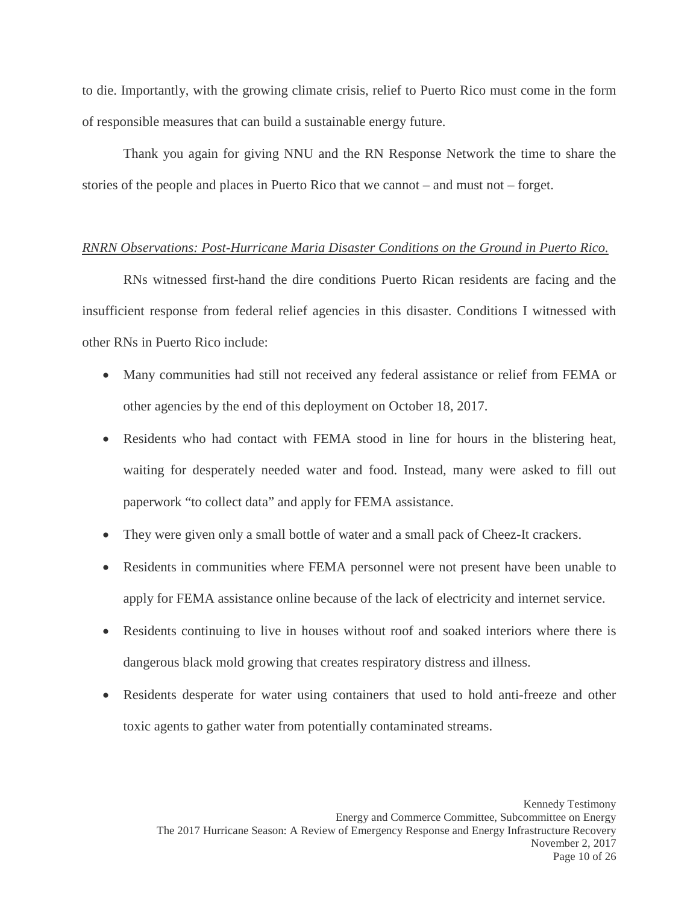to die. Importantly, with the growing climate crisis, relief to Puerto Rico must come in the form of responsible measures that can build a sustainable energy future.

Thank you again for giving NNU and the RN Response Network the time to share the stories of the people and places in Puerto Rico that we cannot – and must not – forget.

*RNRN Observations: Post-Hurricane Maria Disaster Conditions on the Ground in Puerto Rico.*

RNs witnessed first-hand the dire conditions Puerto Rican residents are facing and the insufficient response from federal relief agencies in this disaster. Conditions I witnessed with other RNs in Puerto Rico include:

- Many communities had still not received any federal assistance or relief from FEMA or other agencies by the end of this deployment on October 18, 2017.
- Residents who had contact with FEMA stood in line for hours in the blistering heat, waiting for desperately needed water and food. Instead, many were asked to fill out paperwork "to collect data" and apply for FEMA assistance.
- They were given only a small bottle of water and a small pack of Cheez-It crackers.
- Residents in communities where FEMA personnel were not present have been unable to apply for FEMA assistance online because of the lack of electricity and internet service.
- Residents continuing to live in houses without roof and soaked interiors where there is dangerous black mold growing that creates respiratory distress and illness.
- Residents desperate for water using containers that used to hold anti-freeze and other toxic agents to gather water from potentially contaminated streams.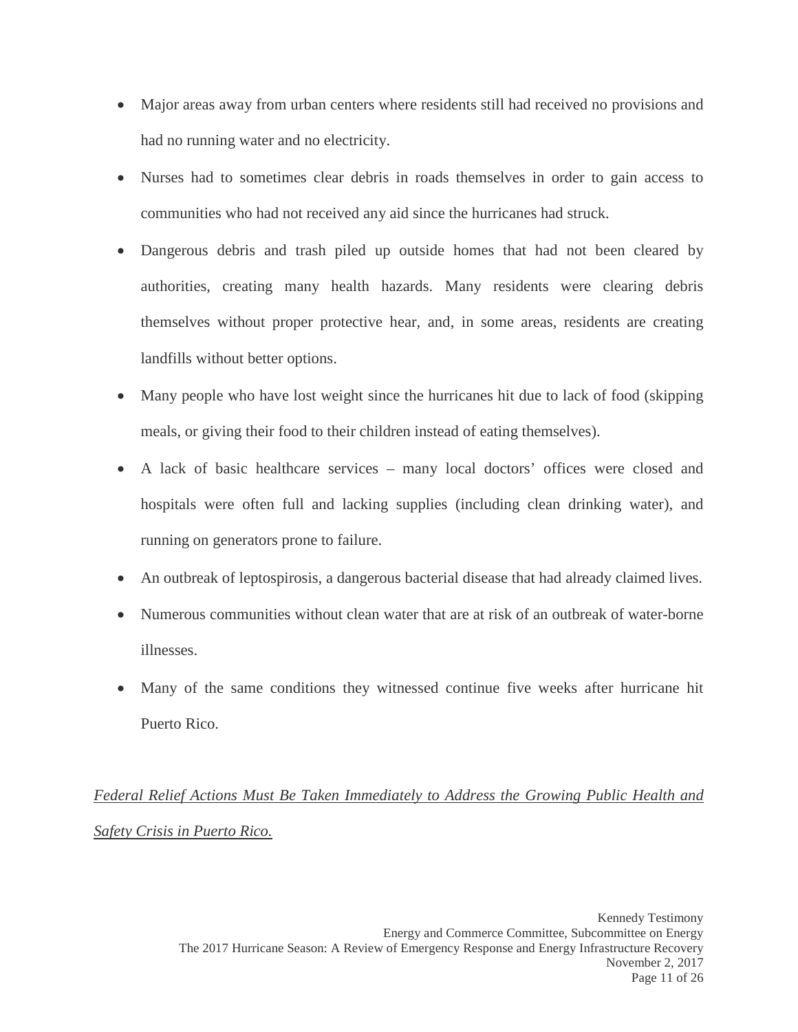- Major areas away from urban centers where residents still had received no provisions and had no running water and no electricity.
- Nurses had to sometimes clear debris in roads themselves in order to gain access to communities who had not received any aid since the hurricanes had struck.
- Dangerous debris and trash piled up outside homes that had not been cleared by authorities, creating many health hazards. Many residents were clearing debris themselves without proper protective hear, and, in some areas, residents are creating landfills without better options.
- Many people who have lost weight since the hurricanes hit due to lack of food (skipping meals, or giving their food to their children instead of eating themselves).
- A lack of basic healthcare services – many local doctors' offices were closed and hospitals were often full and lacking supplies (including clean drinking water), and running on generators prone to failure.
- An outbreak of leptospirosis, a dangerous bacterial disease that had already claimed lives.
- Numerous communities without clean water that are at risk of an outbreak of water-borne illnesses.
- Many of the same conditions they witnessed continue five weeks after hurricane hit Puerto Rico.

*Federal Relief Actions Must Be Taken Immediately to Address the Growing Public Health and Safety Crisis in Puerto Rico.*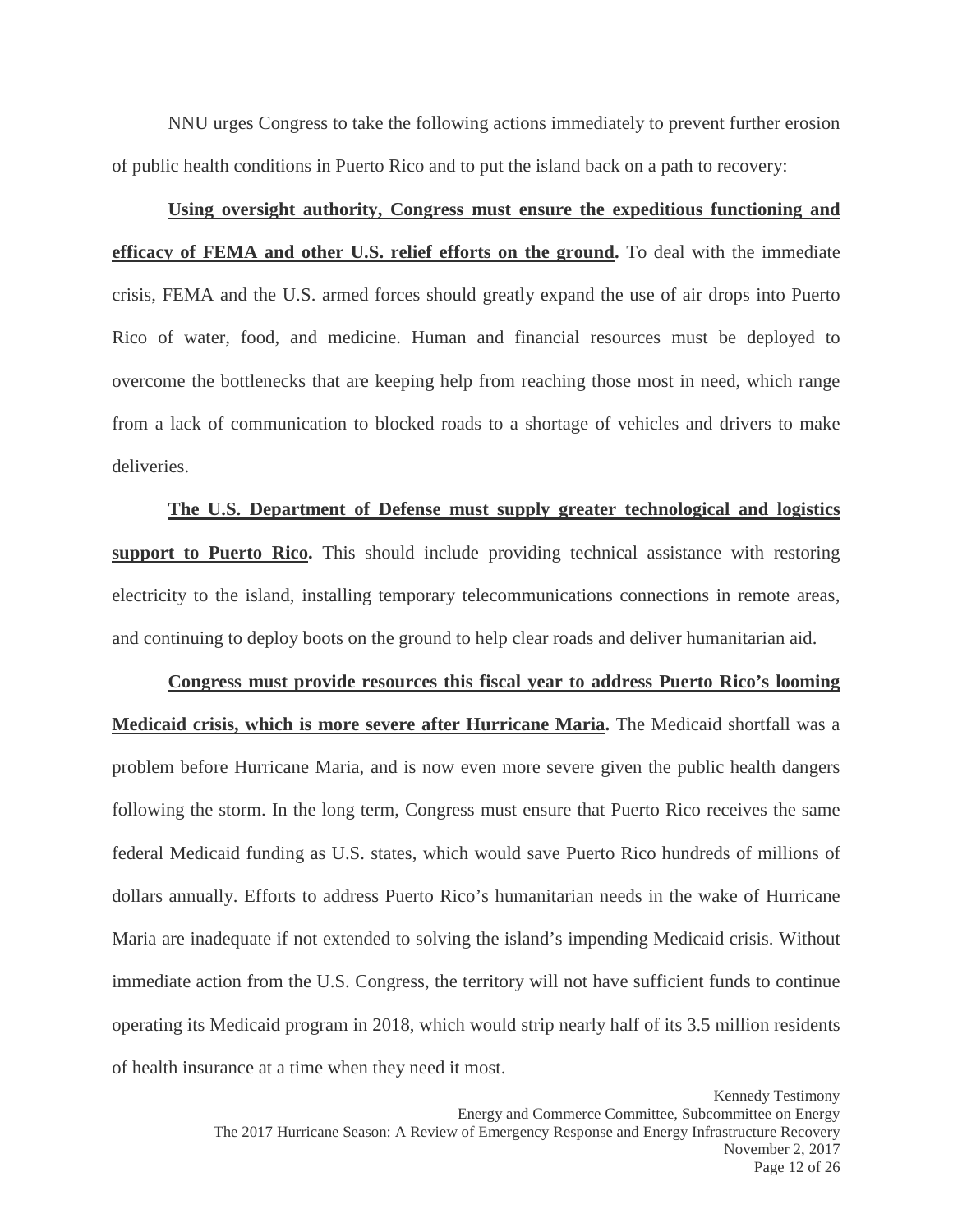NNU urges Congress to take the following actions immediately to prevent further erosion of public health conditions in Puerto Rico and to put the island back on a path to recovery:

**Using oversight authority, Congress must ensure the expeditious functioning and efficacy of FEMA and other U.S. relief efforts on the ground.** To deal with the immediate crisis, FEMA and the U.S. armed forces should greatly expand the use of air drops into Puerto Rico of water, food, and medicine. Human and financial resources must be deployed to overcome the bottlenecks that are keeping help from reaching those most in need, which range from a lack of communication to blocked roads to a shortage of vehicles and drivers to make deliveries.

**The U.S. Department of Defense must supply greater technological and logistics support to Puerto Rico.** This should include providing technical assistance with restoring electricity to the island, installing temporary telecommunications connections in remote areas, and continuing to deploy boots on the ground to help clear roads and deliver humanitarian aid.

**Congress must provide resources this fiscal year to address Puerto Rico's looming Medicaid crisis, which is more severe after Hurricane Maria.** The Medicaid shortfall was a problem before Hurricane Maria, and is now even more severe given the public health dangers following the storm. In the long term, Congress must ensure that Puerto Rico receives the same federal Medicaid funding as U.S. states, which would save Puerto Rico hundreds of millions of dollars annually. Efforts to address Puerto Rico's humanitarian needs in the wake of Hurricane Maria are inadequate if not extended to solving the island's impending Medicaid crisis. Without immediate action from the U.S. Congress, the territory will not have sufficient funds to continue operating its Medicaid program in 2018, which would strip nearly half of its 3.5 million residents of health insurance at a time when they need it most.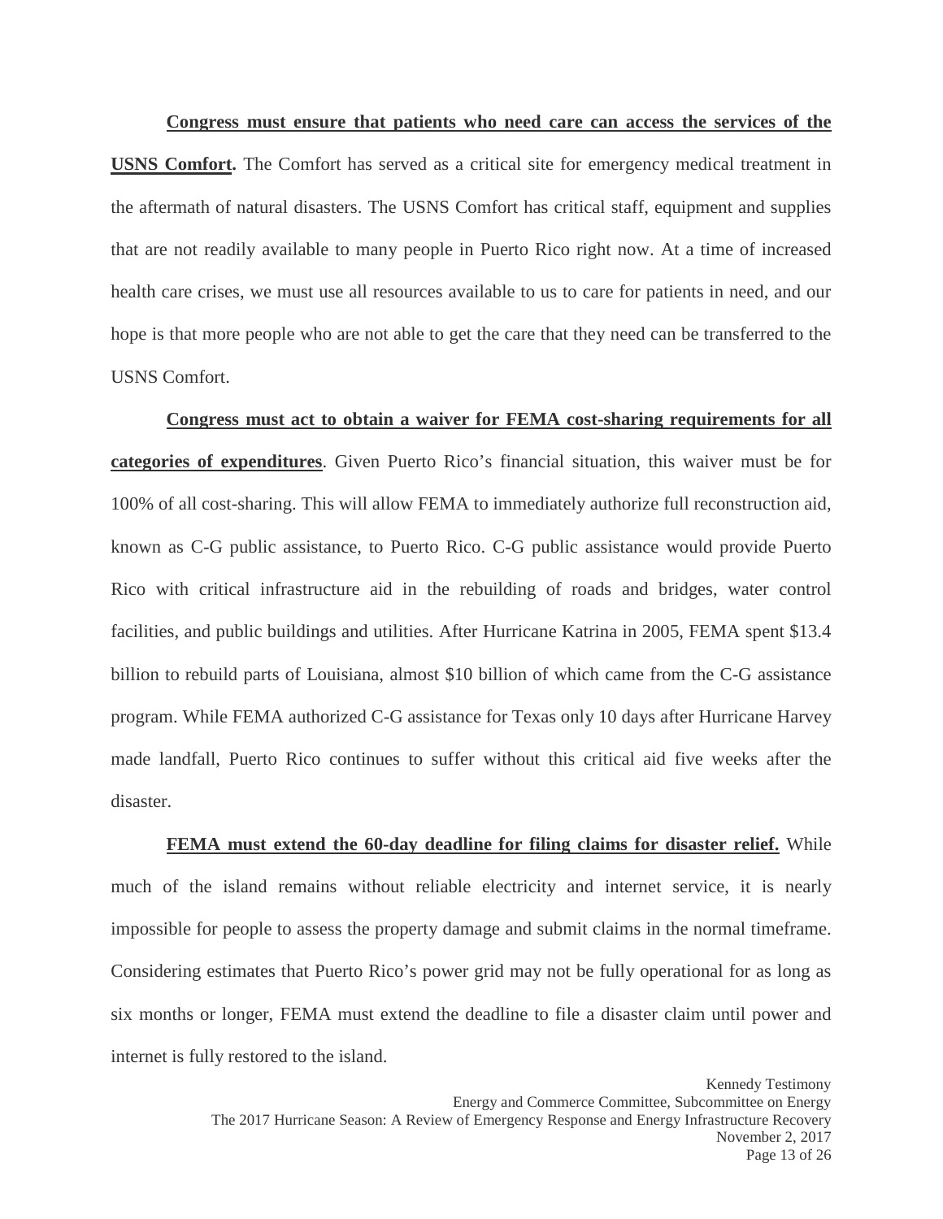**Congress must ensure that patients who need care can access the services of the USNS Comfort.** The Comfort has served as a critical site for emergency medical treatment in the aftermath of natural disasters. The USNS Comfort has critical staff, equipment and supplies that are not readily available to many people in Puerto Rico right now. At a time of increased health care crises, we must use all resources available to us to care for patients in need, and our hope is that more people who are not able to get the care that they need can be transferred to the USNS Comfort.

**Congress must act to obtain a waiver for FEMA cost-sharing requirements for all categories of expenditures**. Given Puerto Rico's financial situation, this waiver must be for 100% of all cost-sharing. This will allow FEMA to immediately authorize full reconstruction aid, known as C-G public assistance, to Puerto Rico. C-G public assistance would provide Puerto Rico with critical infrastructure aid in the rebuilding of roads and bridges, water control facilities, and public buildings and utilities. After Hurricane Katrina in 2005, FEMA spent $13.4 billion to rebuild parts of Louisiana, almost $10 billion of which came from the C-G assistance program. While FEMA authorized C-G assistance for Texas only 10 days after Hurricane Harvey made landfall, Puerto Rico continues to suffer without this critical aid five weeks after the disaster.

**FEMA must extend the 60-day deadline for filing claims for disaster relief.** While much of the island remains without reliable electricity and internet service, it is nearly impossible for people to assess the property damage and submit claims in the normal timeframe. Considering estimates that Puerto Rico's power grid may not be fully operational for as long as six months or longer, FEMA must extend the deadline to file a disaster claim until power and internet is fully restored to the island.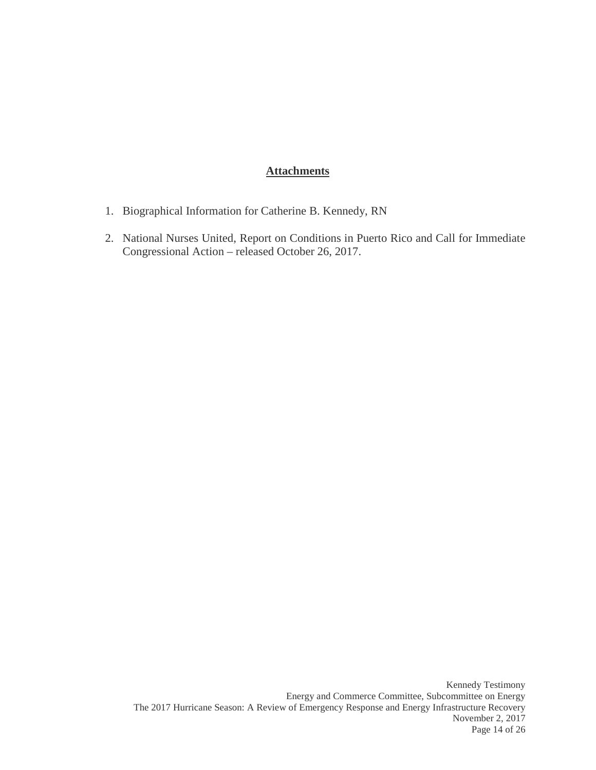## Attachments

1. Biographical Information for Catherine B. Kennedy, RN
2. National Nurses United, Report on Conditions in Puerto Rico and Call for Immediate Congressional Action – released October 26, 2017.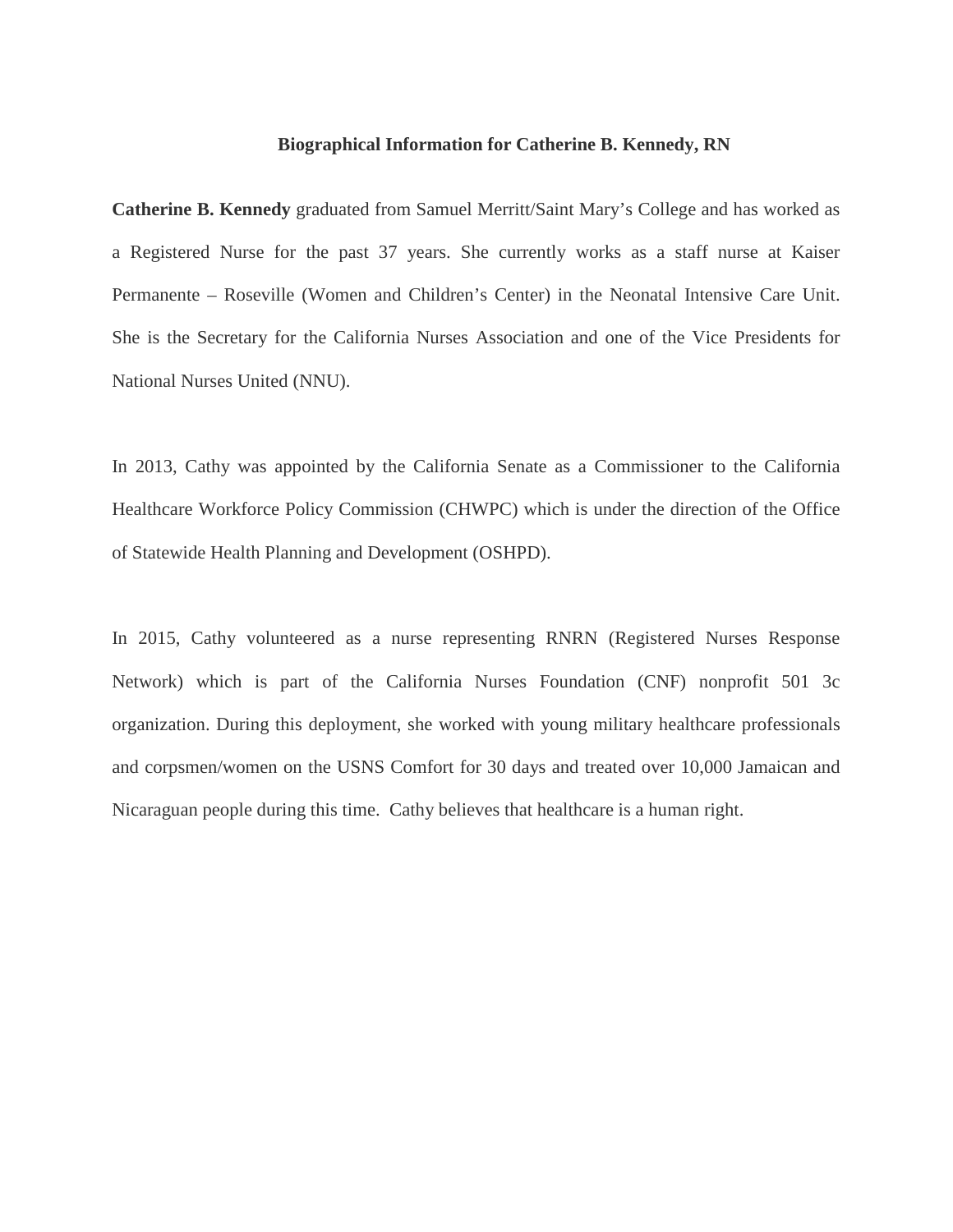## Biographical Information for Catherine B. Kennedy, RN

**Catherine B. Kennedy** graduated from Samuel Merritt/Saint Mary's College and has worked as a Registered Nurse for the past 37 years. She currently works as a staff nurse at Kaiser Permanente – Roseville (Women and Children's Center) in the Neonatal Intensive Care Unit. She is the Secretary for the California Nurses Association and one of the Vice Presidents for National Nurses United (NNU).

In 2013, Cathy was appointed by the California Senate as a Commissioner to the California Healthcare Workforce Policy Commission (CHWPC) which is under the direction of the Office of Statewide Health Planning and Development (OSHPD).

In 2015, Cathy volunteered as a nurse representing RNRN (Registered Nurses Response Network) which is part of the California Nurses Foundation (CNF) nonprofit 501 3c organization. During this deployment, she worked with young military healthcare professionals and corpsmen/women on the USNS Comfort for 30 days and treated over 10,000 Jamaican and Nicaraguan people during this time. Cathy believes that healthcare is a human right.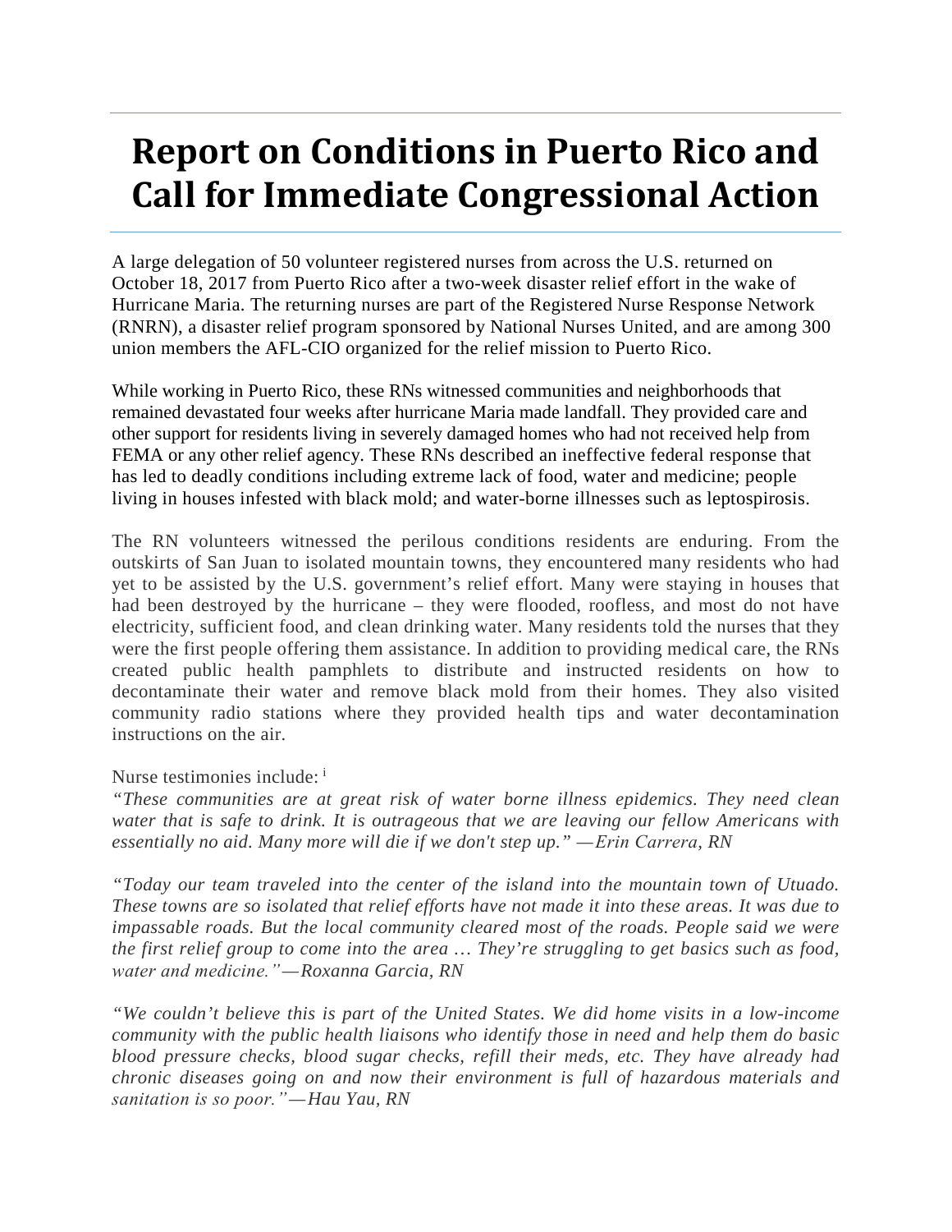# Report on Conditions in Puerto Rico and Call for Immediate Congressional Action

A large delegation of 50 volunteer registered nurses from across the U.S. returned on October 18, 2017 from Puerto Rico after a two-week disaster relief effort in the wake of Hurricane Maria. The returning nurses are part of the Registered Nurse Response Network (RNRN), a disaster relief program sponsored by National Nurses United, and are among 300 union members the AFL-CIO organized for the relief mission to Puerto Rico.

While working in Puerto Rico, these RNs witnessed communities and neighborhoods that remained devastated four weeks after hurricane Maria made landfall. They provided care and other support for residents living in severely damaged homes who had not received help from FEMA or any other relief agency. These RNs described an ineffective federal response that has led to deadly conditions including extreme lack of food, water and medicine; people living in houses infested with black mold; and water-borne illnesses such as leptospirosis.

The RN volunteers witnessed the perilous conditions residents are enduring. From the outskirts of San Juan to isolated mountain towns, they encountered many residents who had yet to be assisted by the U.S. government's relief effort. Many were staying in houses that had been destroyed by the hurricane – they were flooded, roofless, and most do not have electricity, sufficient food, and clean drinking water. Many residents told the nurses that they were the first people offering them assistance. In addition to providing medical care, the RNs created public health pamphlets to distribute and instructed residents on how to decontaminate their water and remove black mold from their homes. They also visited community radio stations where they provided health tips and water decontamination instructions on the air.

Nurse testimonies include: [i]

*"These communities are at great risk of water borne illness epidemics. They need clean water that is safe to drink. It is outrageous that we are leaving our fellow Americans with essentially no aid. Many more will die if we don't step up." —Erin Carrera, RN*

*"Today our team traveled into the center of the island into the mountain town of Utuado. These towns are so isolated that relief efforts have not made it into these areas. It was due to impassable roads. But the local community cleared most of the roads. People said we were the first relief group to come into the area … They're struggling to get basics such as food, water and medicine."—Roxanna Garcia, RN*

*"We couldn't believe this is part of the United States. We did home visits in a low-income community with the public health liaisons who identify those in need and help them do basic blood pressure checks, blood sugar checks, refill their meds, etc. They have already had chronic diseases going on and now their environment is full of hazardous materials and sanitation is so poor."—Hau Yau, RN*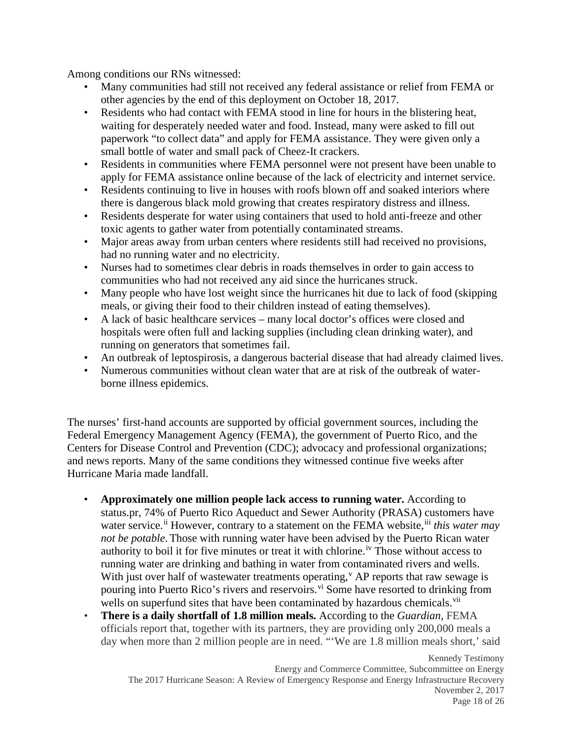Among conditions our RNs witnessed:

- Many communities had still not received any federal assistance or relief from FEMA or other agencies by the end of this deployment on October 18, 2017.
- Residents who had contact with FEMA stood in line for hours in the blistering heat, waiting for desperately needed water and food. Instead, many were asked to fill out paperwork "to collect data" and apply for FEMA assistance. They were given only a small bottle of water and small pack of Cheez-It crackers.
- Residents in communities where FEMA personnel were not present have been unable to apply for FEMA assistance online because of the lack of electricity and internet service.
- Residents continuing to live in houses with roofs blown off and soaked interiors where there is dangerous black mold growing that creates respiratory distress and illness.
- Residents desperate for water using containers that used to hold anti-freeze and other toxic agents to gather water from potentially contaminated streams.
- Major areas away from urban centers where residents still had received no provisions, had no running water and no electricity.
- Nurses had to sometimes clear debris in roads themselves in order to gain access to communities who had not received any aid since the hurricanes struck.
- Many people who have lost weight since the hurricanes hit due to lack of food (skipping meals, or giving their food to their children instead of eating themselves).
- A lack of basic healthcare services – many local doctor's offices were closed and hospitals were often full and lacking supplies (including clean drinking water), and running on generators that sometimes fail.
- An outbreak of leptospirosis, a dangerous bacterial disease that had already claimed lives.
- Numerous communities without clean water that are at risk of the outbreak of water-borne illness epidemics.

The nurses' first-hand accounts are supported by official government sources, including the Federal Emergency Management Agency (FEMA), the government of Puerto Rico, and the Centers for Disease Control and Prevention (CDC); advocacy and professional organizations; and news reports. Many of the same conditions they witnessed continue five weeks after Hurricane Maria made landfall.

- **Approximately one million people lack access to running water.** According to status.pr, 74% of Puerto Rico Aqueduct and Sewer Authority (PRASA) customers have water service.[ii] However, contrary to a statement on the FEMA website,[iii] *this water may not be potable*. Those with running water have been advised by the Puerto Rican water authority to boil it for five minutes or treat it with chlorine.[iv] Those without access to running water are drinking and bathing in water from contaminated rivers and wells. With just over half of wastewater treatments operating,[v] AP reports that raw sewage is pouring into Puerto Rico's rivers and reservoirs.[vi] Some have resorted to drinking from wells on superfund sites that have been contaminated by hazardous chemicals.[vii]
- **There is a daily shortfall of 1.8 million meals.** According to the *Guardian*, FEMA officials report that, together with its partners, they are providing only 200,000 meals a day when more than 2 million people are in need. "'We are 1.8 million meals short,' said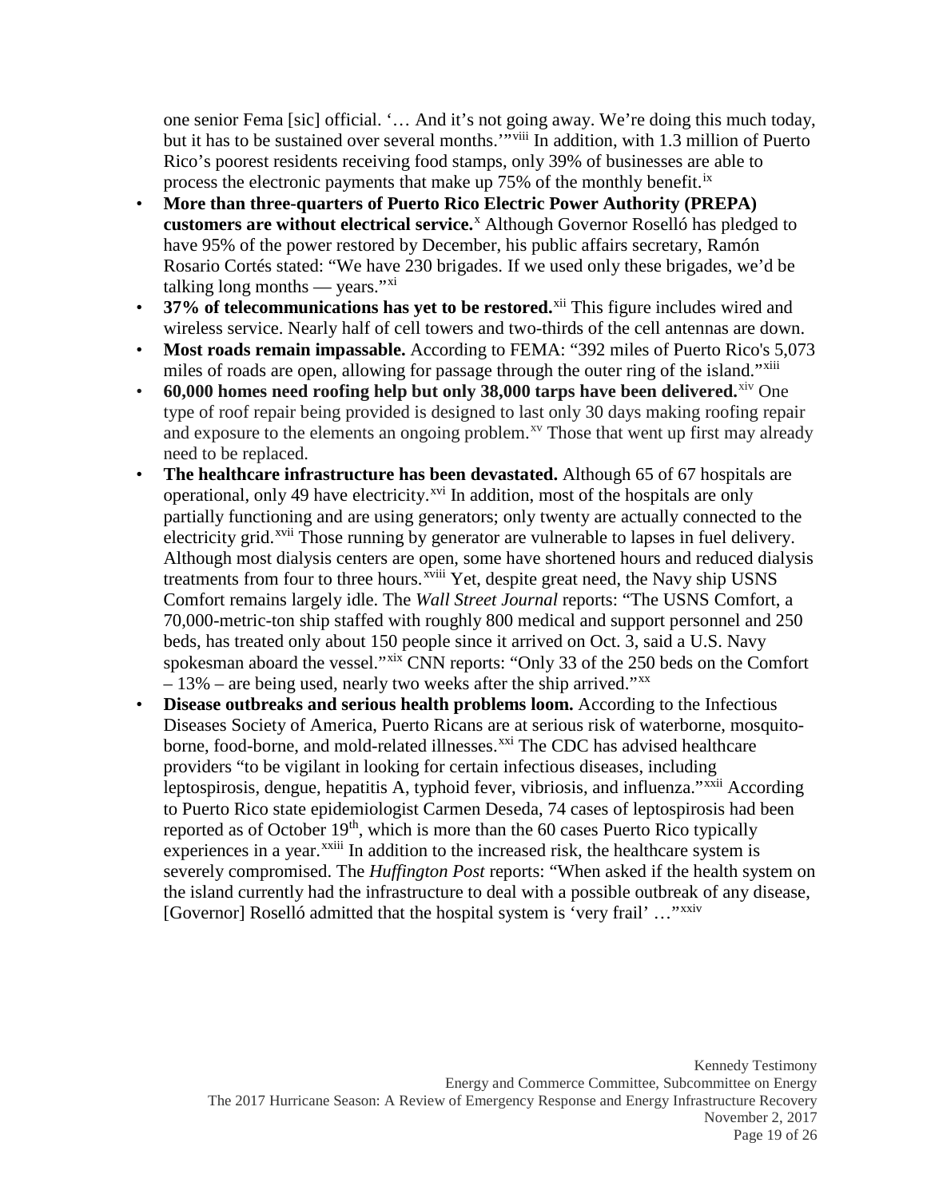one senior Fema [sic] official. '… And it's not going away. We're doing this much today, but it has to be sustained over several months.'"[viii] In addition, with 1.3 million of Puerto Rico's poorest residents receiving food stamps, only 39% of businesses are able to process the electronic payments that make up 75% of the monthly benefit.[ix]

- **More than three-quarters of Puerto Rico Electric Power Authority (PREPA) customers are without electrical service.**[x] Although Governor Roselló has pledged to have 95% of the power restored by December, his public affairs secretary, Ramón Rosario Cortés stated: "We have 230 brigades. If we used only these brigades, we'd be talking long months — years."[xi]
- **37% of telecommunications has yet to be restored.**[xii] This figure includes wired and wireless service. Nearly half of cell towers and two-thirds of the cell antennas are down.
- **Most roads remain impassable.** According to FEMA: "392 miles of Puerto Rico's 5,073 miles of roads are open, allowing for passage through the outer ring of the island."[xiii]
- **60,000 homes need roofing help but only 38,000 tarps have been delivered.**[xiv] One type of roof repair being provided is designed to last only 30 days making roofing repair and exposure to the elements an ongoing problem.[xv] Those that went up first may already need to be replaced.
- **The healthcare infrastructure has been devastated.** Although 65 of 67 hospitals are operational, only 49 have electricity.[xvi] In addition, most of the hospitals are only partially functioning and are using generators; only twenty are actually connected to the electricity grid.[xvii] Those running by generator are vulnerable to lapses in fuel delivery. Although most dialysis centers are open, some have shortened hours and reduced dialysis treatments from four to three hours.[xviii] Yet, despite great need, the Navy ship USNS Comfort remains largely idle. The *Wall Street Journal* reports: "The USNS Comfort, a 70,000-metric-ton ship staffed with roughly 800 medical and support personnel and 250 beds, has treated only about 150 people since it arrived on Oct. 3, said a U.S. Navy spokesman aboard the vessel."[xix] CNN reports: "Only 33 of the 250 beds on the Comfort – 13% – are being used, nearly two weeks after the ship arrived."[xx]
- **Disease outbreaks and serious health problems loom.** According to the Infectious Diseases Society of America, Puerto Ricans are at serious risk of waterborne, mosquito-borne, food-borne, and mold-related illnesses.[xxi] The CDC has advised healthcare providers "to be vigilant in looking for certain infectious diseases, including leptospirosis, dengue, hepatitis A, typhoid fever, vibriosis, and influenza."[xxii] According to Puerto Rico state epidemiologist Carmen Deseda, 74 cases of leptospirosis had been reported as of October 19th, which is more than the 60 cases Puerto Rico typically experiences in a year.[xxiii] In addition to the increased risk, the healthcare system is severely compromised. The *Huffington Post* reports: "When asked if the health system on the island currently had the infrastructure to deal with a possible outbreak of any disease, [Governor] Roselló admitted that the hospital system is 'very frail' …"[xxiv]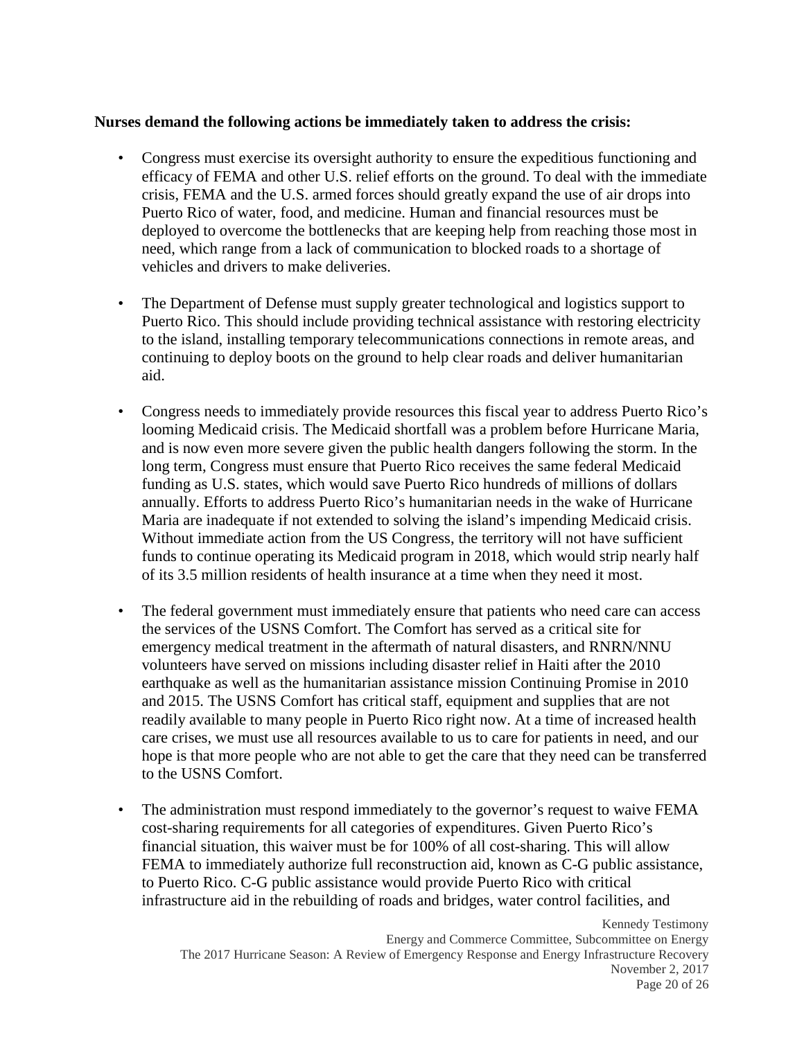**Nurses demand the following actions be immediately taken to address the crisis:**

- Congress must exercise its oversight authority to ensure the expeditious functioning and efficacy of FEMA and other U.S. relief efforts on the ground. To deal with the immediate crisis, FEMA and the U.S. armed forces should greatly expand the use of air drops into Puerto Rico of water, food, and medicine. Human and financial resources must be deployed to overcome the bottlenecks that are keeping help from reaching those most in need, which range from a lack of communication to blocked roads to a shortage of vehicles and drivers to make deliveries.

- The Department of Defense must supply greater technological and logistics support to Puerto Rico. This should include providing technical assistance with restoring electricity to the island, installing temporary telecommunications connections in remote areas, and continuing to deploy boots on the ground to help clear roads and deliver humanitarian aid.

- Congress needs to immediately provide resources this fiscal year to address Puerto Rico's looming Medicaid crisis. The Medicaid shortfall was a problem before Hurricane Maria, and is now even more severe given the public health dangers following the storm. In the long term, Congress must ensure that Puerto Rico receives the same federal Medicaid funding as U.S. states, which would save Puerto Rico hundreds of millions of dollars annually. Efforts to address Puerto Rico's humanitarian needs in the wake of Hurricane Maria are inadequate if not extended to solving the island's impending Medicaid crisis. Without immediate action from the US Congress, the territory will not have sufficient funds to continue operating its Medicaid program in 2018, which would strip nearly half of its 3.5 million residents of health insurance at a time when they need it most.

- The federal government must immediately ensure that patients who need care can access the services of the USNS Comfort. The Comfort has served as a critical site for emergency medical treatment in the aftermath of natural disasters, and RNRN/NNU volunteers have served on missions including disaster relief in Haiti after the 2010 earthquake as well as the humanitarian assistance mission Continuing Promise in 2010 and 2015. The USNS Comfort has critical staff, equipment and supplies that are not readily available to many people in Puerto Rico right now. At a time of increased health care crises, we must use all resources available to us to care for patients in need, and our hope is that more people who are not able to get the care that they need can be transferred to the USNS Comfort.

- The administration must respond immediately to the governor's request to waive FEMA cost-sharing requirements for all categories of expenditures. Given Puerto Rico's financial situation, this waiver must be for 100% of all cost-sharing. This will allow FEMA to immediately authorize full reconstruction aid, known as C-G public assistance, to Puerto Rico. C-G public assistance would provide Puerto Rico with critical infrastructure aid in the rebuilding of roads and bridges, water control facilities, and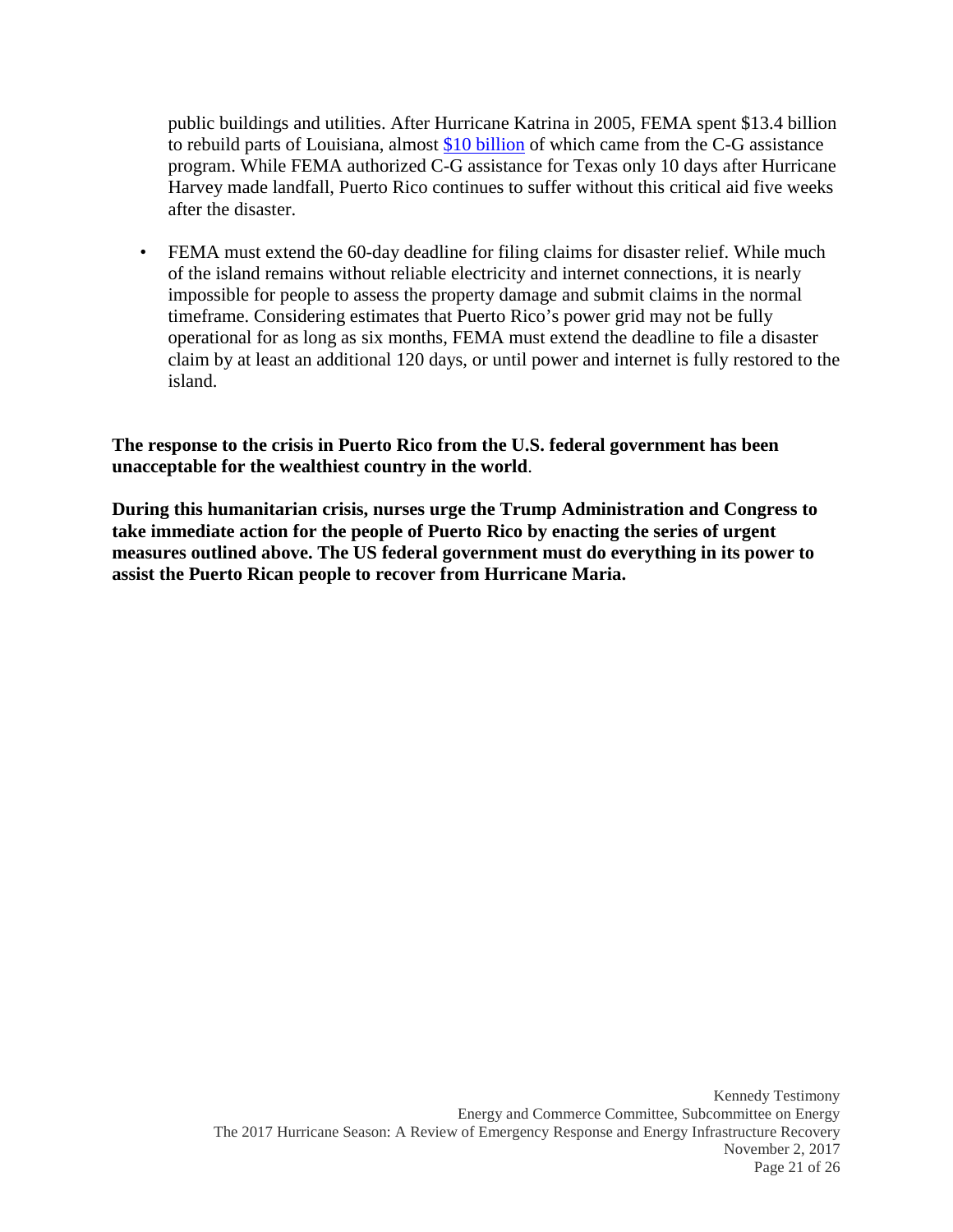public buildings and utilities. After Hurricane Katrina in 2005, FEMA spent $13.4 billion to rebuild parts of Louisiana, almost $10 billion of which came from the C-G assistance program. While FEMA authorized C-G assistance for Texas only 10 days after Hurricane Harvey made landfall, Puerto Rico continues to suffer without this critical aid five weeks after the disaster.

- FEMA must extend the 60-day deadline for filing claims for disaster relief. While much of the island remains without reliable electricity and internet connections, it is nearly impossible for people to assess the property damage and submit claims in the normal timeframe. Considering estimates that Puerto Rico's power grid may not be fully operational for as long as six months, FEMA must extend the deadline to file a disaster claim by at least an additional 120 days, or until power and internet is fully restored to the island.

**The response to the crisis in Puerto Rico from the U.S. federal government has been unacceptable for the wealthiest country in the world**.

**During this humanitarian crisis, nurses urge the Trump Administration and Congress to take immediate action for the people of Puerto Rico by enacting the series of urgent measures outlined above. The US federal government must do everything in its power to assist the Puerto Rican people to recover from Hurricane Maria.**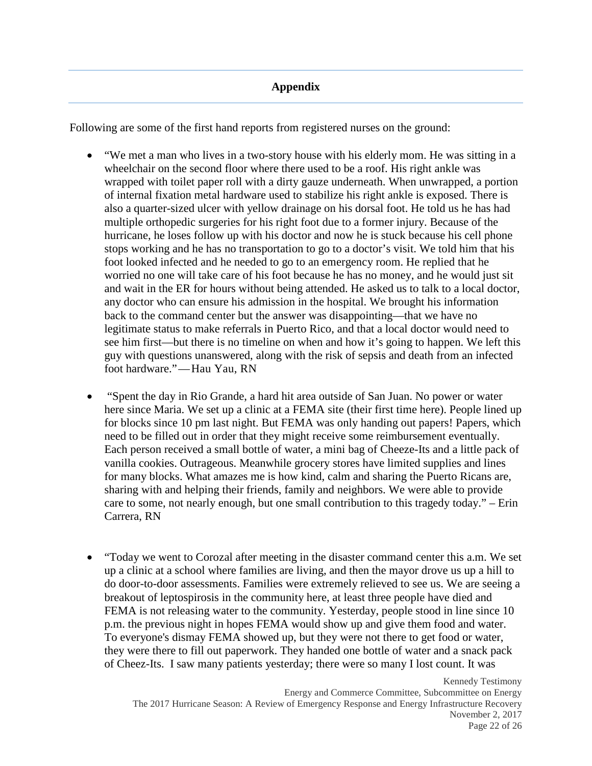## Appendix

Following are some of the first hand reports from registered nurses on the ground:

- "We met a man who lives in a two-story house with his elderly mom. He was sitting in a wheelchair on the second floor where there used to be a roof. His right ankle was wrapped with toilet paper roll with a dirty gauze underneath. When unwrapped, a portion of internal fixation metal hardware used to stabilize his right ankle is exposed. There is also a quarter-sized ulcer with yellow drainage on his dorsal foot. He told us he has had multiple orthopedic surgeries for his right foot due to a former injury. Because of the hurricane, he loses follow up with his doctor and now he is stuck because his cell phone stops working and he has no transportation to go to a doctor's visit. We told him that his foot looked infected and he needed to go to an emergency room. He replied that he worried no one will take care of his foot because he has no money, and he would just sit and wait in the ER for hours without being attended. He asked us to talk to a local doctor, any doctor who can ensure his admission in the hospital. We brought his information back to the command center but the answer was disappointing—that we have no legitimate status to make referrals in Puerto Rico, and that a local doctor would need to see him first—but there is no timeline on when and how it's going to happen. We left this guy with questions unanswered, along with the risk of sepsis and death from an infected foot hardware."—Hau Yau, RN

- "Spent the day in Rio Grande, a hard hit area outside of San Juan. No power or water here since Maria. We set up a clinic at a FEMA site (their first time here). People lined up for blocks since 10 pm last night. But FEMA was only handing out papers! Papers, which need to be filled out in order that they might receive some reimbursement eventually. Each person received a small bottle of water, a mini bag of Cheeze-Its and a little pack of vanilla cookies. Outrageous. Meanwhile grocery stores have limited supplies and lines for many blocks. What amazes me is how kind, calm and sharing the Puerto Ricans are, sharing with and helping their friends, family and neighbors. We were able to provide care to some, not nearly enough, but one small contribution to this tragedy today." – Erin Carrera, RN

- "Today we went to Corozal after meeting in the disaster command center this a.m. We set up a clinic at a school where families are living, and then the mayor drove us up a hill to do door-to-door assessments. Families were extremely relieved to see us. We are seeing a breakout of leptospirosis in the community here, at least three people have died and FEMA is not releasing water to the community. Yesterday, people stood in line since 10 p.m. the previous night in hopes FEMA would show up and give them food and water. To everyone's dismay FEMA showed up, but they were not there to get food or water, they were there to fill out paperwork. They handed one bottle of water and a snack pack of Cheez-Its. I saw many patients yesterday; there were so many I lost count. It was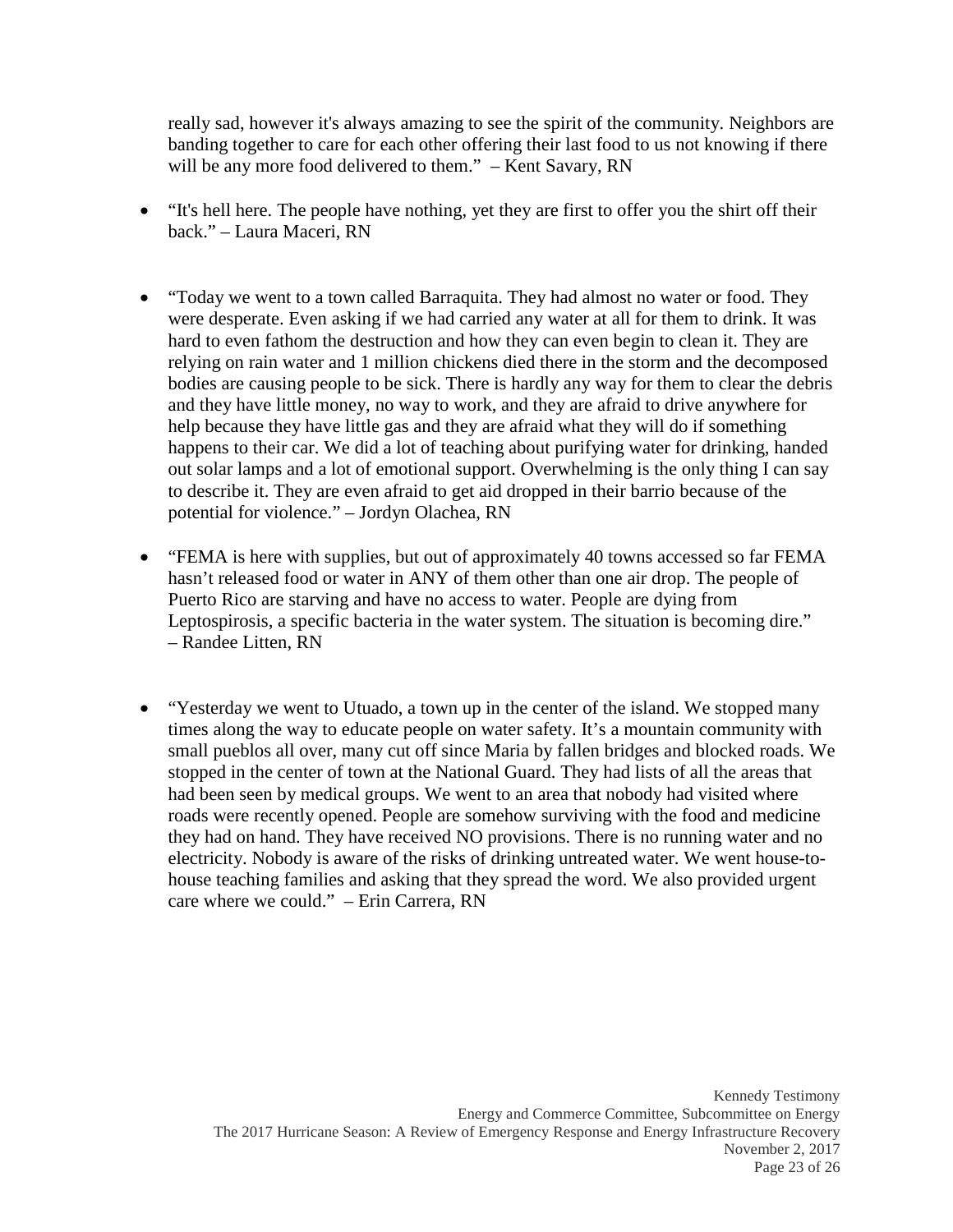really sad, however it's always amazing to see the spirit of the community. Neighbors are banding together to care for each other offering their last food to us not knowing if there will be any more food delivered to them." – Kent Savary, RN

- "It's hell here. The people have nothing, yet they are first to offer you the shirt off their back." – Laura Maceri, RN

- "Today we went to a town called Barraquita. They had almost no water or food. They were desperate. Even asking if we had carried any water at all for them to drink. It was hard to even fathom the destruction and how they can even begin to clean it. They are relying on rain water and 1 million chickens died there in the storm and the decomposed bodies are causing people to be sick. There is hardly any way for them to clear the debris and they have little money, no way to work, and they are afraid to drive anywhere for help because they have little gas and they are afraid what they will do if something happens to their car. We did a lot of teaching about purifying water for drinking, handed out solar lamps and a lot of emotional support. Overwhelming is the only thing I can say to describe it. They are even afraid to get aid dropped in their barrio because of the potential for violence." – Jordyn Olachea, RN

- "FEMA is here with supplies, but out of approximately 40 towns accessed so far FEMA hasn't released food or water in ANY of them other than one air drop. The people of Puerto Rico are starving and have no access to water. People are dying from Leptospirosis, a specific bacteria in the water system. The situation is becoming dire." – Randee Litten, RN

- "Yesterday we went to Utuado, a town up in the center of the island. We stopped many times along the way to educate people on water safety. It's a mountain community with small pueblos all over, many cut off since Maria by fallen bridges and blocked roads. We stopped in the center of town at the National Guard. They had lists of all the areas that had been seen by medical groups. We went to an area that nobody had visited where roads were recently opened. People are somehow surviving with the food and medicine they had on hand. They have received NO provisions. There is no running water and no electricity. Nobody is aware of the risks of drinking untreated water. We went house-to-house teaching families and asking that they spread the word. We also provided urgent care where we could." – Erin Carrera, RN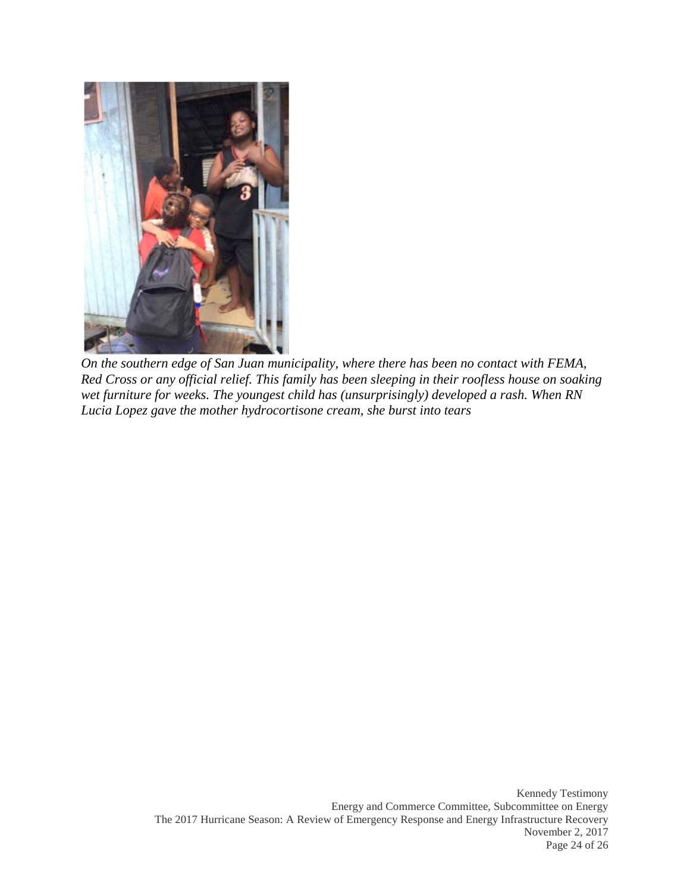*On the southern edge of San Juan municipality, where there has been no contact with FEMA, Red Cross or any official relief. This family has been sleeping in their roofless house on soaking wet furniture for weeks. The youngest child has (unsurprisingly) developed a rash. When RN Lucia Lopez gave the mother hydrocortisone cream, she burst into tears*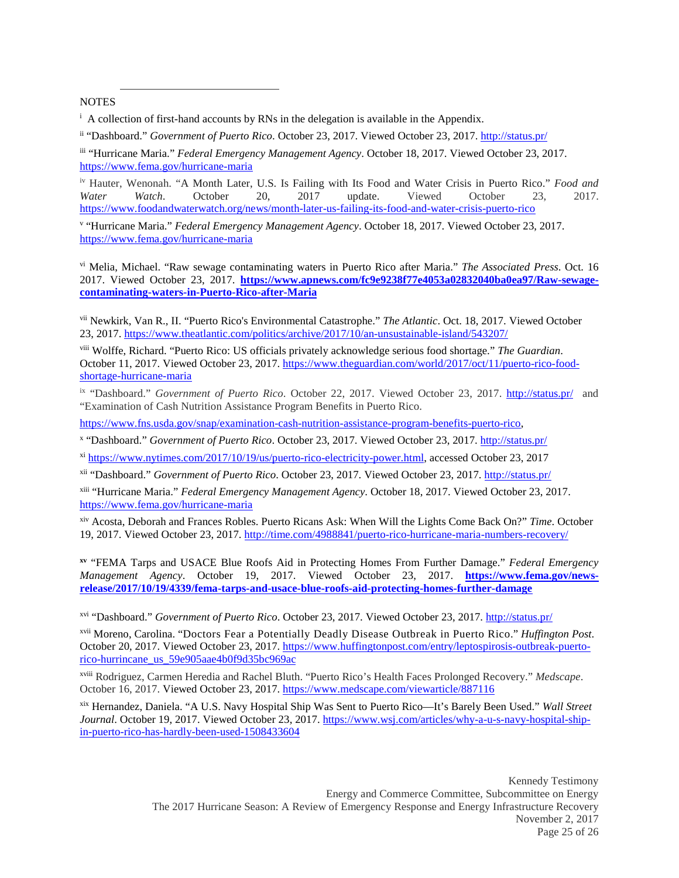NOTES

[i] A collection of first-hand accounts by RNs in the delegation is available in the Appendix.

[ii] "Dashboard." *Government of Puerto Rico*. October 23, 2017. Viewed October 23, 2017. http://status.pr/

[iii] "Hurricane Maria." *Federal Emergency Management Agency*. October 18, 2017. Viewed October 23, 2017. https://www.fema.gov/hurricane-maria

[iv] Hauter, Wenonah. "A Month Later, U.S. Is Failing with Its Food and Water Crisis in Puerto Rico." *Food and Water Watch*. October 20, 2017 update. Viewed October 23, 2017. https://www.foodandwaterwatch.org/news/month-later-us-failing-its-food-and-water-crisis-puerto-rico

[v] "Hurricane Maria." *Federal Emergency Management Agency*. October 18, 2017. Viewed October 23, 2017. https://www.fema.gov/hurricane-maria

[vi] Melia, Michael. "Raw sewage contaminating waters in Puerto Rico after Maria." *The Associated Press*. Oct. 16 2017. Viewed October 23, 2017. **https://www.apnews.com/fc9e9238f77e4053a02832040ba0ea97/Raw-sewage-contaminating-waters-in-Puerto-Rico-after-Maria**

[vii] Newkirk, Van R., II. "Puerto Rico's Environmental Catastrophe." *The Atlantic*. Oct. 18, 2017. Viewed October 23, 2017. https://www.theatlantic.com/politics/archive/2017/10/an-unsustainable-island/543207/

[viii] Wolffe, Richard. "Puerto Rico: US officials privately acknowledge serious food shortage." *The Guardian*. October 11, 2017. Viewed October 23, 2017. https://www.theguardian.com/world/2017/oct/11/puerto-rico-food-shortage-hurricane-maria

[ix] "Dashboard." *Government of Puerto Rico*. October 22, 2017. Viewed October 23, 2017. http://status.pr/ and "Examination of Cash Nutrition Assistance Program Benefits in Puerto Rico.

https://www.fns.usda.gov/snap/examination-cash-nutrition-assistance-program-benefits-puerto-rico,

[x] "Dashboard." *Government of Puerto Rico*. October 23, 2017. Viewed October 23, 2017. http://status.pr/

[xi] https://www.nytimes.com/2017/10/19/us/puerto-rico-electricity-power.html, accessed October 23, 2017

[xii] "Dashboard." *Government of Puerto Rico*. October 23, 2017. Viewed October 23, 2017. http://status.pr/

[xiii] "Hurricane Maria." *Federal Emergency Management Agency*. October 18, 2017. Viewed October 23, 2017. https://www.fema.gov/hurricane-maria

[xiv] Acosta, Deborah and Frances Robles. Puerto Ricans Ask: When Will the Lights Come Back On?" *Time*. October 19, 2017. Viewed October 23, 2017. http://time.com/4988841/puerto-rico-hurricane-maria-numbers-recovery/

[xv] "FEMA Tarps and USACE Blue Roofs Aid in Protecting Homes From Further Damage." *Federal Emergency Management Agency*. October 19, 2017. Viewed October 23, 2017. **https://www.fema.gov/news-release/2017/10/19/4339/fema-tarps-and-usace-blue-roofs-aid-protecting-homes-further-damage**

[xvi] "Dashboard." *Government of Puerto Rico*. October 23, 2017. Viewed October 23, 2017. http://status.pr/

[xvii] Moreno, Carolina. "Doctors Fear a Potentially Deadly Disease Outbreak in Puerto Rico." *Huffington Post*. October 20, 2017. Viewed October 23, 2017. https://www.huffingtonpost.com/entry/leptospirosis-outbreak-puerto-rico-hurrincane_us_59e905aae4b0f9d35bc969ac

[xviii] Rodriguez, Carmen Heredia and Rachel Bluth. "Puerto Rico's Health Faces Prolonged Recovery." *Medscape*. October 16, 2017. Viewed October 23, 2017. https://www.medscape.com/viewarticle/887116

[xix] Hernandez, Daniela. "A U.S. Navy Hospital Ship Was Sent to Puerto Rico—It's Barely Been Used." *Wall Street Journal*. October 19, 2017. Viewed October 23, 2017. https://www.wsj.com/articles/why-a-u-s-navy-hospital-ship-in-puerto-rico-has-hardly-been-used-1508433604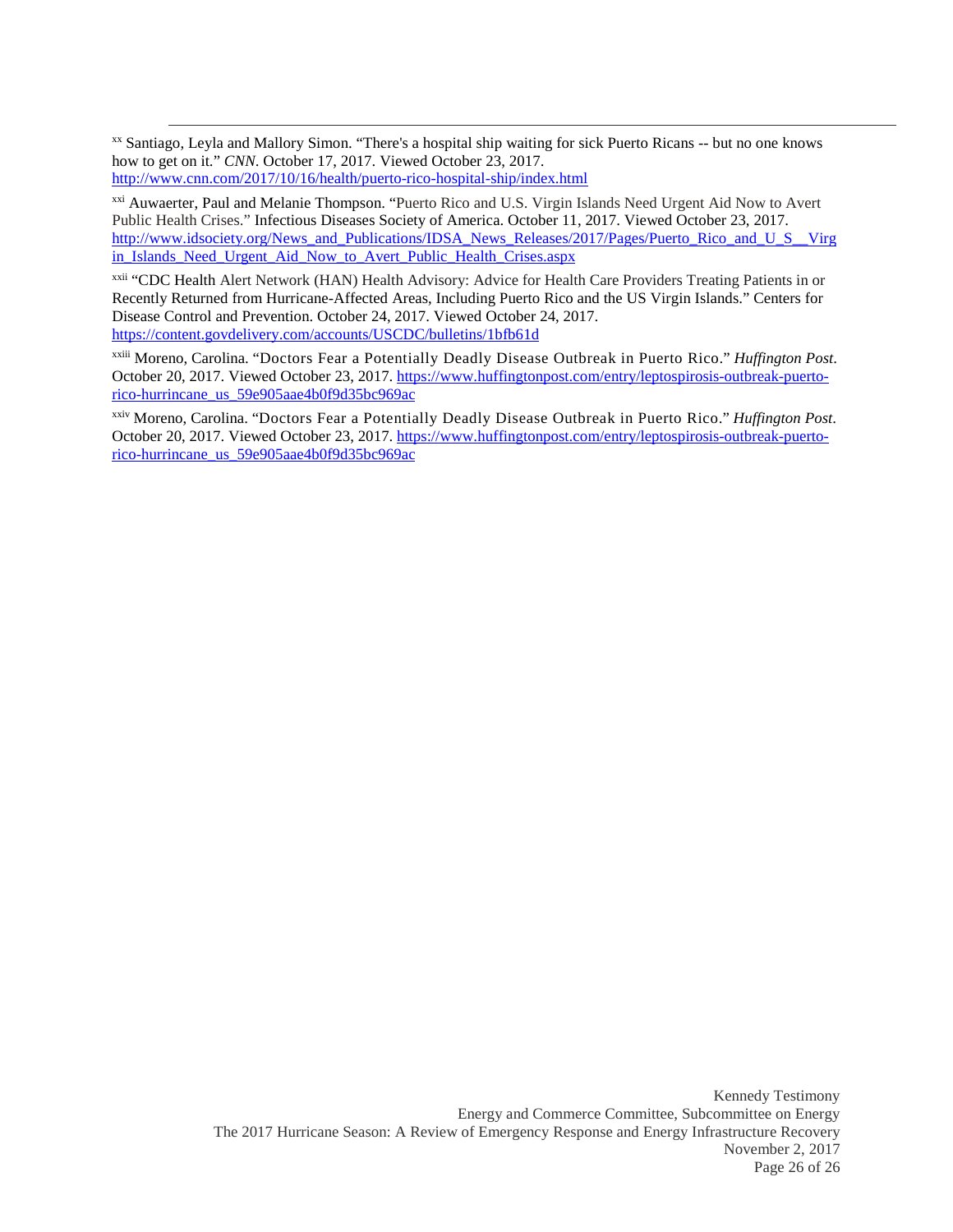[xx] Santiago, Leyla and Mallory Simon. "There's a hospital ship waiting for sick Puerto Ricans -- but no one knows how to get on it." *CNN*. October 17, 2017. Viewed October 23, 2017. http://www.cnn.com/2017/10/16/health/puerto-rico-hospital-ship/index.html

[xxi] Auwaerter, Paul and Melanie Thompson. "Puerto Rico and U.S. Virgin Islands Need Urgent Aid Now to Avert Public Health Crises." Infectious Diseases Society of America. October 11, 2017. Viewed October 23, 2017. http://www.idsociety.org/News_and_Publications/IDSA_News_Releases/2017/Pages/Puerto_Rico_and_U_S__Virgin_Islands_Need_Urgent_Aid_Now_to_Avert_Public_Health_Crises.aspx

[xxii] "CDC Health Alert Network (HAN) Health Advisory: Advice for Health Care Providers Treating Patients in or Recently Returned from Hurricane-Affected Areas, Including Puerto Rico and the US Virgin Islands." Centers for Disease Control and Prevention. October 24, 2017. Viewed October 24, 2017. https://content.govdelivery.com/accounts/USCDC/bulletins/1bfb61d

[xxiii] Moreno, Carolina. "Doctors Fear a Potentially Deadly Disease Outbreak in Puerto Rico." *Huffington Post*. October 20, 2017. Viewed October 23, 2017. https://www.huffingtonpost.com/entry/leptospirosis-outbreak-puerto-rico-hurrincane_us_59e905aae4b0f9d35bc969ac

[xxiv] Moreno, Carolina. "Doctors Fear a Potentially Deadly Disease Outbreak in Puerto Rico." *Huffington Post*. October 20, 2017. Viewed October 23, 2017. https://www.huffingtonpost.com/entry/leptospirosis-outbreak-puerto-rico-hurrincane_us_59e905aae4b0f9d35bc969ac